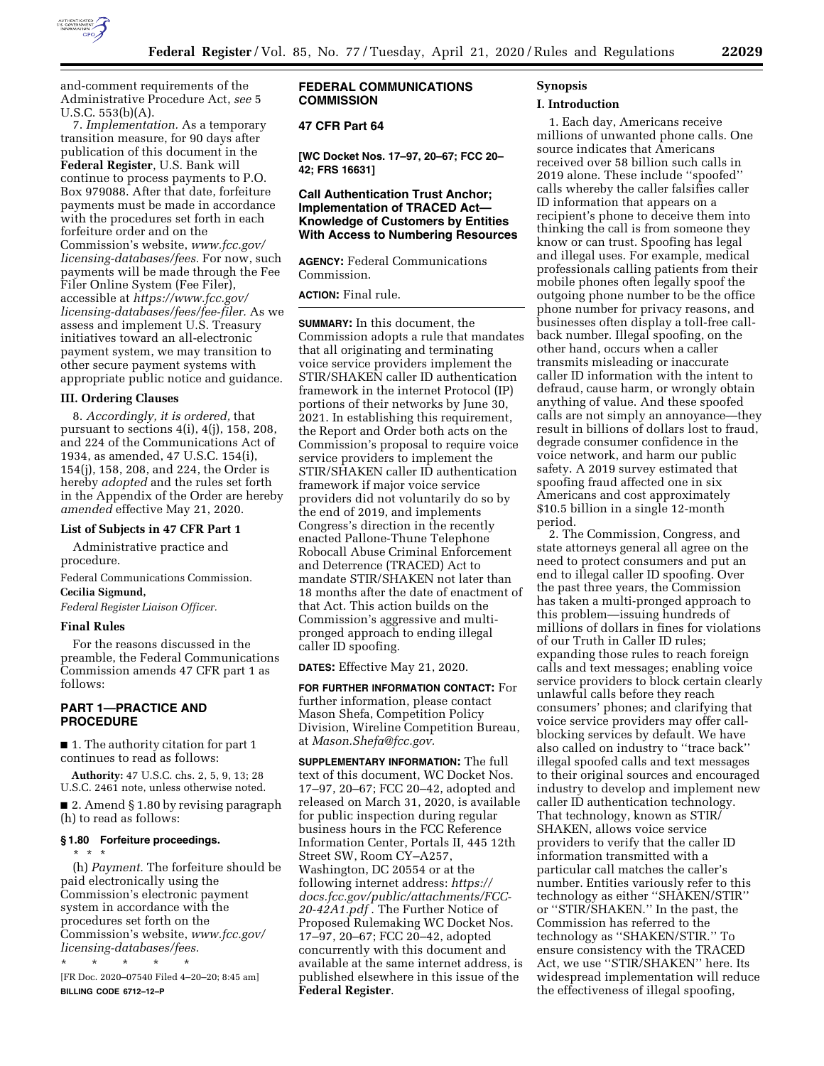and-comment requirements of the Administrative Procedure Act, *see* 5 U.S.C. 553(b)(A).

7. *Implementation.* As a temporary transition measure, for 90 days after publication of this document in the **Federal Register**, U.S. Bank will continue to process payments to P.O. Box 979088. After that date, forfeiture payments must be made in accordance with the procedures set forth in each forfeiture order and on the Commission's website, *www.fcc.gov/licensing-databases/fees.* For now, such payments will be made through the Fee Filer Online System (Fee Filer), accessible at *https://www.fcc.gov/licensing-databases/fees/fee-filer.* As we assess and implement U.S. Treasury initiatives toward an all-electronic payment system, we may transition to other secure payment systems with appropriate public notice and guidance.

### III. Ordering Clauses

8. *Accordingly, it is ordered,* that pursuant to sections 4(i), 4(j), 158, 208, and 224 of the Communications Act of 1934, as amended, 47 U.S.C. 154(i), 154(j), 158, 208, and 224, the Order is hereby *adopted* and the rules set forth in the Appendix of the Order are hereby *amended* effective May 21, 2020.

### List of Subjects in 47 CFR Part 1

Administrative practice and procedure.

Federal Communications Commission.

**Cecilia Sigmund,**

*Federal Register Liaison Officer.*

### Final Rules

For the reasons discussed in the preamble, the Federal Communications Commission amends 47 CFR part 1 as follows:

## PART 1—PRACTICE AND PROCEDURE

■ 1. The authority citation for part 1 continues to read as follows:

**Authority:** 47 U.S.C. chs. 2, 5, 9, 13; 28 U.S.C. 2461 note, unless otherwise noted.

■ 2. Amend § 1.80 by revising paragraph (h) to read as follows:

### § 1.80 Forfeiture proceedings.

\* \* \* \* \*

(h) *Payment.* The forfeiture should be paid electronically using the Commission's electronic payment system in accordance with the procedures set forth on the Commission's website, *www.fcc.gov/licensing-databases/fees.*

\* \* \* \* \*

[FR Doc. 2020–07540 Filed 4–20–20; 8:45 am]

**BILLING CODE 6712–12–P**

## FEDERAL COMMUNICATIONS COMMISSION

## 47 CFR Part 64

**[WC Docket Nos. 17–97, 20–67; FCC 20–42; FRS 16631]**

## Call Authentication Trust Anchor; Implementation of TRACED Act—Knowledge of Customers by Entities With Access to Numbering Resources

**AGENCY:** Federal Communications Commission.

**ACTION:** Final rule.

**SUMMARY:** In this document, the Commission adopts a rule that mandates that all originating and terminating voice service providers implement the STIR/SHAKEN caller ID authentication framework in the internet Protocol (IP) portions of their networks by June 30, 2021. In establishing this requirement, the Report and Order both acts on the Commission's proposal to require voice service providers to implement the STIR/SHAKEN caller ID authentication framework if major voice service providers did not voluntarily do so by the end of 2019, and implements Congress's direction in the recently enacted Pallone-Thune Telephone Robocall Abuse Criminal Enforcement and Deterrence (TRACED) Act to mandate STIR/SHAKEN not later than 18 months after the date of enactment of that Act. This action builds on the Commission's aggressive and multi-pronged approach to ending illegal caller ID spoofing.

**DATES:** Effective May 21, 2020.

**FOR FURTHER INFORMATION CONTACT:** For further information, please contact Mason Shefa, Competition Policy Division, Wireline Competition Bureau, at *Mason.Shefa@fcc.gov.*

**SUPPLEMENTARY INFORMATION:** The full text of this document, WC Docket Nos. 17–97, 20–67; FCC 20–42, adopted and released on March 31, 2020, is available for public inspection during regular business hours in the FCC Reference Information Center, Portals II, 445 12th Street SW, Room CY–A257, Washington, DC 20554 or at the following internet address: *https://docs.fcc.gov/public/attachments/FCC-20-42A1.pdf* . The Further Notice of Proposed Rulemaking WC Docket Nos. 17–97, 20–67; FCC 20–42, adopted concurrently with this document and available at the same internet address, is published elsewhere in this issue of the **Federal Register**.

### Synopsis

### I. Introduction

1. Each day, Americans receive millions of unwanted phone calls. One source indicates that Americans received over 58 billion such calls in 2019 alone. These include ''spoofed'' calls whereby the caller falsifies caller ID information that appears on a recipient's phone to deceive them into thinking the call is from someone they know or can trust. Spoofing has legal and illegal uses. For example, medical professionals calling patients from their mobile phones often legally spoof the outgoing phone number to be the office phone number for privacy reasons, and businesses often display a toll-free call-back number. Illegal spoofing, on the other hand, occurs when a caller transmits misleading or inaccurate caller ID information with the intent to defraud, cause harm, or wrongly obtain anything of value. And these spoofed calls are not simply an annoyance—they result in billions of dollars lost to fraud, degrade consumer confidence in the voice network, and harm our public safety. A 2019 survey estimated that spoofing fraud affected one in six Americans and cost approximately $10.5 billion in a single 12-month period.

2. The Commission, Congress, and state attorneys general all agree on the need to protect consumers and put an end to illegal caller ID spoofing. Over the past three years, the Commission has taken a multi-pronged approach to this problem—issuing hundreds of millions of dollars in fines for violations of our Truth in Caller ID rules; expanding those rules to reach foreign calls and text messages; enabling voice service providers to block certain clearly unlawful calls before they reach consumers' phones; and clarifying that voice service providers may offer call-blocking services by default. We have also called on industry to ''trace back'' illegal spoofed calls and text messages to their original sources and encouraged industry to develop and implement new caller ID authentication technology. That technology, known as STIR/SHAKEN, allows voice service providers to verify that the caller ID information transmitted with a particular call matches the caller's number. Entities variously refer to this technology as either ''SHAKEN/STIR'' or ''STIR/SHAKEN.'' In the past, the Commission has referred to the technology as ''SHAKEN/STIR.'' To ensure consistency with the TRACED Act, we use ''STIR/SHAKEN'' here. Its widespread implementation will reduce the effectiveness of illegal spoofing,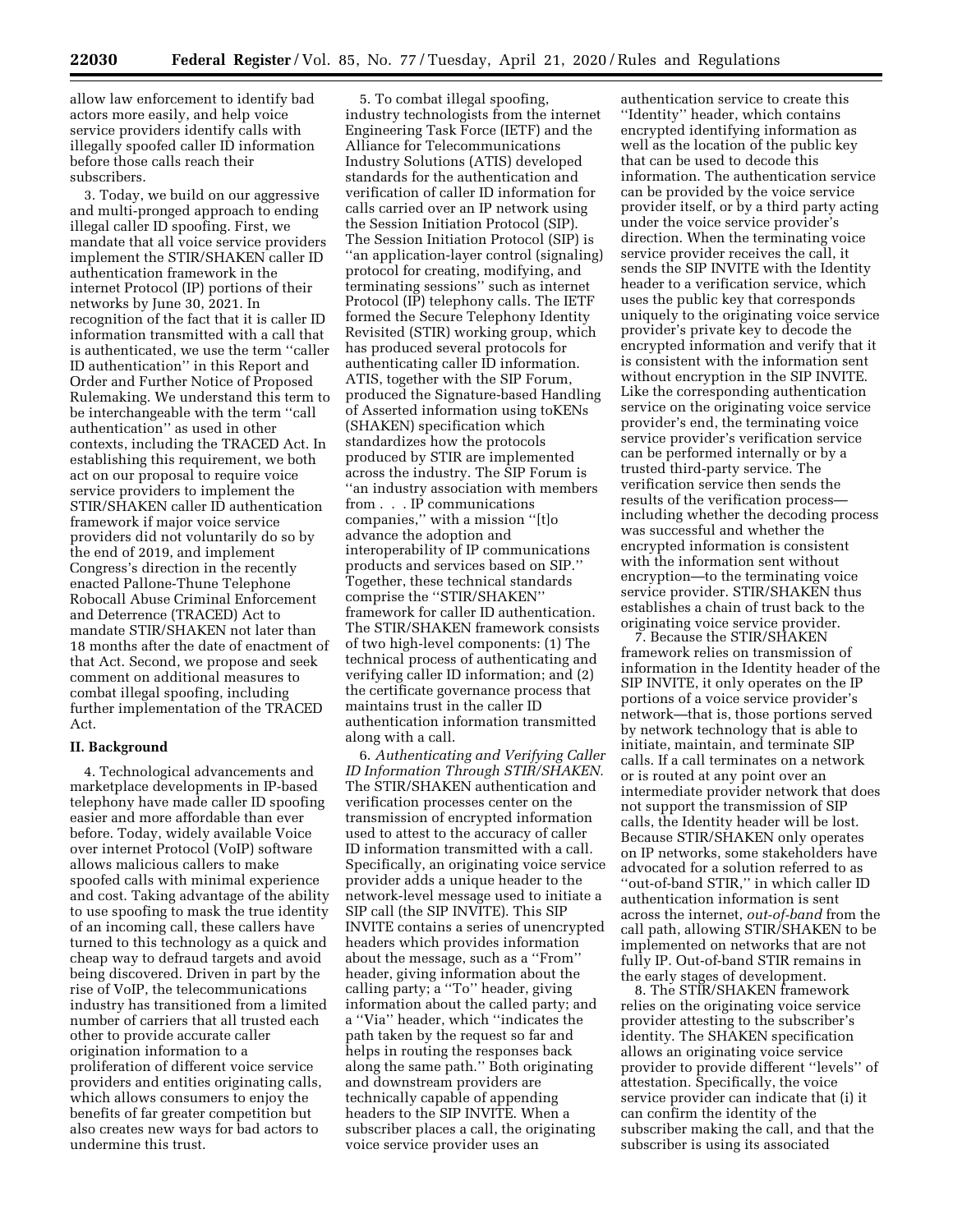allow law enforcement to identify bad actors more easily, and help voice service providers identify calls with illegally spoofed caller ID information before those calls reach their subscribers.

3. Today, we build on our aggressive and multi-pronged approach to ending illegal caller ID spoofing. First, we mandate that all voice service providers implement the STIR/SHAKEN caller ID authentication framework in the internet Protocol (IP) portions of their networks by June 30, 2021. In recognition of the fact that it is caller ID information transmitted with a call that is authenticated, we use the term "caller ID authentication" in this Report and Order and Further Notice of Proposed Rulemaking. We understand this term to be interchangeable with the term "call authentication" as used in other contexts, including the TRACED Act. In establishing this requirement, we both act on our proposal to require voice service providers to implement the STIR/SHAKEN caller ID authentication framework if major voice service providers did not voluntarily do so by the end of 2019, and implement Congress's direction in the recently enacted Pallone-Thune Telephone Robocall Abuse Criminal Enforcement and Deterrence (TRACED) Act to mandate STIR/SHAKEN not later than 18 months after the date of enactment of that Act. Second, we propose and seek comment on additional measures to combat illegal spoofing, including further implementation of the TRACED Act.

## II. Background

4. Technological advancements and marketplace developments in IP-based telephony have made caller ID spoofing easier and more affordable than ever before. Today, widely available Voice over internet Protocol (VoIP) software allows malicious callers to make spoofed calls with minimal experience and cost. Taking advantage of the ability to use spoofing to mask the true identity of an incoming call, these callers have turned to this technology as a quick and cheap way to defraud targets and avoid being discovered. Driven in part by the rise of VoIP, the telecommunications industry has transitioned from a limited number of carriers that all trusted each other to provide accurate caller origination information to a proliferation of different voice service providers and entities originating calls, which allows consumers to enjoy the benefits of far greater competition but also creates new ways for bad actors to undermine this trust.

5. To combat illegal spoofing, industry technologists from the internet Engineering Task Force (IETF) and the Alliance for Telecommunications Industry Solutions (ATIS) developed standards for the authentication and verification of caller ID information for calls carried over an IP network using the Session Initiation Protocol (SIP). The Session Initiation Protocol (SIP) is "an application-layer control (signaling) protocol for creating, modifying, and terminating sessions" such as internet Protocol (IP) telephony calls. The IETF formed the Secure Telephony Identity Revisited (STIR) working group, which has produced several protocols for authenticating caller ID information. ATIS, together with the SIP Forum, produced the Signature-based Handling of Asserted information using toKENs (SHAKEN) specification which standardizes how the protocols produced by STIR are implemented across the industry. The SIP Forum is "an industry association with members from . . . IP communications companies," with a mission "[t]o advance the adoption and interoperability of IP communications products and services based on SIP." Together, these technical standards comprise the "STIR/SHAKEN" framework for caller ID authentication. The STIR/SHAKEN framework consists of two high-level components: (1) The technical process of authenticating and verifying caller ID information; and (2) the certificate governance process that maintains trust in the caller ID authentication information transmitted along with a call.

6. *Authenticating and Verifying Caller ID Information Through STIR/SHAKEN.* The STIR/SHAKEN authentication and verification processes center on the transmission of encrypted information used to attest to the accuracy of caller ID information transmitted with a call. Specifically, an originating voice service provider adds a unique header to the network-level message used to initiate a SIP call (the SIP INVITE). This SIP INVITE contains a series of unencrypted headers which provides information about the message, such as a "From" header, giving information about the calling party; a "To" header, giving information about the called party; and a "Via" header, which "indicates the path taken by the request so far and helps in routing the responses back along the same path." Both originating and downstream providers are technically capable of appending headers to the SIP INVITE. When a subscriber places a call, the originating voice service provider uses an authentication service to create this "Identity" header, which contains encrypted identifying information as well as the location of the public key that can be used to decode this information. The authentication service can be provided by the voice service provider itself, or by a third party acting under the voice service provider's direction. When the terminating voice service provider receives the call, it sends the SIP INVITE with the Identity header to a verification service, which uses the public key that corresponds uniquely to the originating voice service provider's private key to decode the encrypted information and verify that it is consistent with the information sent without encryption in the SIP INVITE. Like the corresponding authentication service on the originating voice service provider's end, the terminating voice service provider's verification service can be performed internally or by a trusted third-party service. The verification service then sends the results of the verification process—including whether the decoding process was successful and whether the encrypted information is consistent with the information sent without encryption—to the terminating voice service provider. STIR/SHAKEN thus establishes a chain of trust back to the originating voice service provider.

7. Because the STIR/SHAKEN framework relies on transmission of information in the Identity header of the SIP INVITE, it only operates on the IP portions of a voice service provider's network—that is, those portions served by network technology that is able to initiate, maintain, and terminate SIP calls. If a call terminates on a network or is routed at any point over an intermediate provider network that does not support the transmission of SIP calls, the Identity header will be lost. Because STIR/SHAKEN only operates on IP networks, some stakeholders have advocated for a solution referred to as "out-of-band STIR," in which caller ID authentication information is sent across the internet, *out-of-band* from the call path, allowing STIR/SHAKEN to be implemented on networks that are not fully IP. Out-of-band STIR remains in the early stages of development.

8. The STIR/SHAKEN framework relies on the originating voice service provider attesting to the subscriber's identity. The SHAKEN specification allows an originating voice service provider to provide different "levels" of attestation. Specifically, the voice service provider can indicate that (i) it can confirm the identity of the subscriber making the call, and that the subscriber is using its associated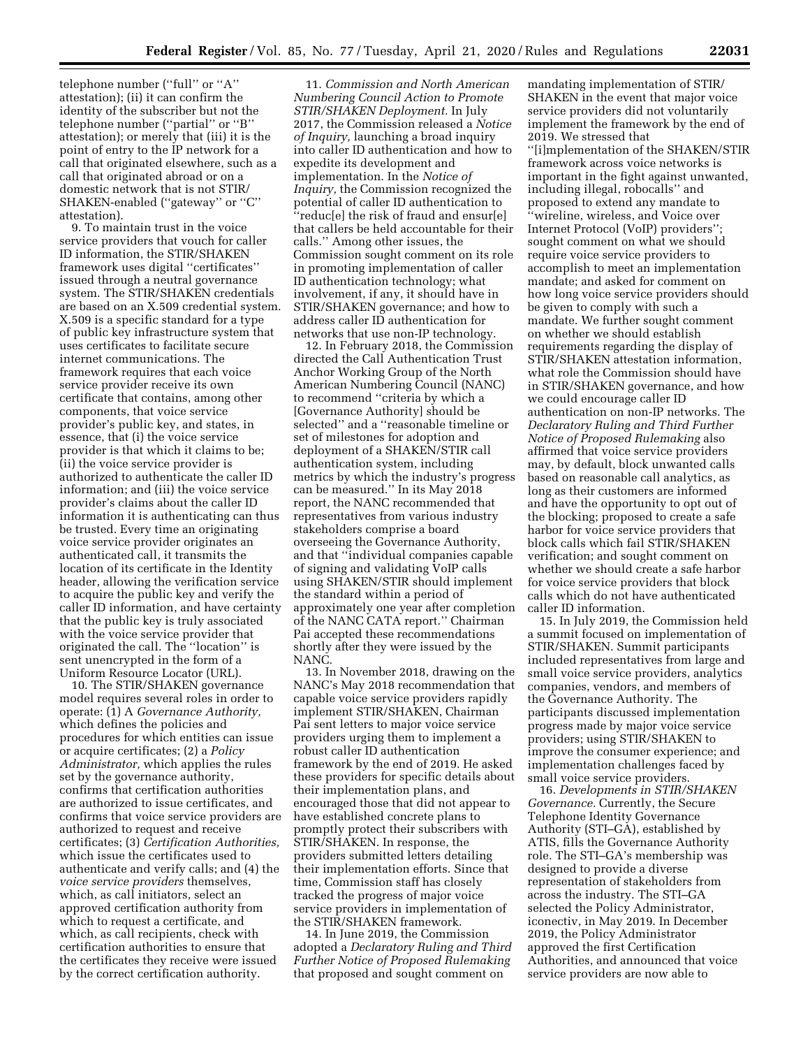telephone number (''full'' or ''A'' attestation); (ii) it can confirm the identity of the subscriber but not the telephone number (''partial'' or ''B'' attestation); or merely that (iii) it is the point of entry to the IP network for a call that originated elsewhere, such as a call that originated abroad or on a domestic network that is not STIR/SHAKEN-enabled (''gateway'' or ''C'' attestation).

9. To maintain trust in the voice service providers that vouch for caller ID information, the STIR/SHAKEN framework uses digital ''certificates'' issued through a neutral governance system. The STIR/SHAKEN credentials are based on an X.509 credential system. X.509 is a specific standard for a type of public key infrastructure system that uses certificates to facilitate secure internet communications. The framework requires that each voice service provider receive its own certificate that contains, among other components, that voice service provider's public key, and states, in essence, that (i) the voice service provider is that which it claims to be; (ii) the voice service provider is authorized to authenticate the caller ID information; and (iii) the voice service provider's claims about the caller ID information it is authenticating can thus be trusted. Every time an originating voice service provider originates an authenticated call, it transmits the location of its certificate in the Identity header, allowing the verification service to acquire the public key and verify the caller ID information, and have certainty that the public key is truly associated with the voice service provider that originated the call. The ''location'' is sent unencrypted in the form of a Uniform Resource Locator (URL).

10. The STIR/SHAKEN governance model requires several roles in order to operate: (1) A *Governance Authority,* which defines the policies and procedures for which entities can issue or acquire certificates; (2) a *Policy Administrator,* which applies the rules set by the governance authority, confirms that certification authorities are authorized to issue certificates, and confirms that voice service providers are authorized to request and receive certificates; (3) *Certification Authorities,* which issue the certificates used to authenticate and verify calls; and (4) the *voice service providers* themselves, which, as call initiators, select an approved certification authority from which to request a certificate, and which, as call recipients, check with certification authorities to ensure that the certificates they receive were issued by the correct certification authority.

11. *Commission and North American Numbering Council Action to Promote STIR/SHAKEN Deployment.* In July 2017, the Commission released a *Notice of Inquiry,* launching a broad inquiry into caller ID authentication and how to expedite its development and implementation. In the *Notice of Inquiry,* the Commission recognized the potential of caller ID authentication to ''reduc[e] the risk of fraud and ensur[e] that callers be held accountable for their calls.'' Among other issues, the Commission sought comment on its role in promoting implementation of caller ID authentication technology; what involvement, if any, it should have in STIR/SHAKEN governance; and how to address caller ID authentication for networks that use non-IP technology.

12. In February 2018, the Commission directed the Call Authentication Trust Anchor Working Group of the North American Numbering Council (NANC) to recommend ''criteria by which a [Governance Authority] should be selected'' and a ''reasonable timeline or set of milestones for adoption and deployment of a SHAKEN/STIR call authentication system, including metrics by which the industry's progress can be measured.'' In its May 2018 report, the NANC recommended that representatives from various industry stakeholders comprise a board overseeing the Governance Authority, and that ''individual companies capable of signing and validating VoIP calls using SHAKEN/STIR should implement the standard within a period of approximately one year after completion of the NANC CATA report.'' Chairman Pai accepted these recommendations shortly after they were issued by the NANC.

13. In November 2018, drawing on the NANC's May 2018 recommendation that capable voice service providers rapidly implement STIR/SHAKEN, Chairman Pai sent letters to major voice service providers urging them to implement a robust caller ID authentication framework by the end of 2019. He asked these providers for specific details about their implementation plans, and encouraged those that did not appear to have established concrete plans to promptly protect their subscribers with STIR/SHAKEN. In response, the providers submitted letters detailing their implementation efforts. Since that time, Commission staff has closely tracked the progress of major voice service providers in implementation of the STIR/SHAKEN framework.

14. In June 2019, the Commission adopted a *Declaratory Ruling and Third Further Notice of Proposed Rulemaking* that proposed and sought comment on mandating implementation of STIR/SHAKEN in the event that major voice service providers did not voluntarily implement the framework by the end of 2019. We stressed that ''[i]mplementation of the SHAKEN/STIR framework across voice networks is important in the fight against unwanted, including illegal, robocalls'' and proposed to extend any mandate to ''wireline, wireless, and Voice over Internet Protocol (VoIP) providers''; sought comment on what we should require voice service providers to accomplish to meet an implementation mandate; and asked for comment on how long voice service providers should be given to comply with such a mandate. We further sought comment on whether we should establish requirements regarding the display of STIR/SHAKEN attestation information, what role the Commission should have in STIR/SHAKEN governance, and how we could encourage caller ID authentication on non-IP networks. The *Declaratory Ruling and Third Further Notice of Proposed Rulemaking* also affirmed that voice service providers may, by default, block unwanted calls based on reasonable call analytics, as long as their customers are informed and have the opportunity to opt out of the blocking; proposed to create a safe harbor for voice service providers that block calls which fail STIR/SHAKEN verification; and sought comment on whether we should create a safe harbor for voice service providers that block calls which do not have authenticated caller ID information.

15. In July 2019, the Commission held a summit focused on implementation of STIR/SHAKEN. Summit participants included representatives from large and small voice service providers, analytics companies, vendors, and members of the Governance Authority. The participants discussed implementation progress made by major voice service providers; using STIR/SHAKEN to improve the consumer experience; and implementation challenges faced by small voice service providers.

16. *Developments in STIR/SHAKEN Governance.* Currently, the Secure Telephone Identity Governance Authority (STI–GA), established by ATIS, fills the Governance Authority role. The STI–GA's membership was designed to provide a diverse representation of stakeholders from across the industry. The STI–GA selected the Policy Administrator, iconectiv, in May 2019. In December 2019, the Policy Administrator approved the first Certification Authorities, and announced that voice service providers are now able to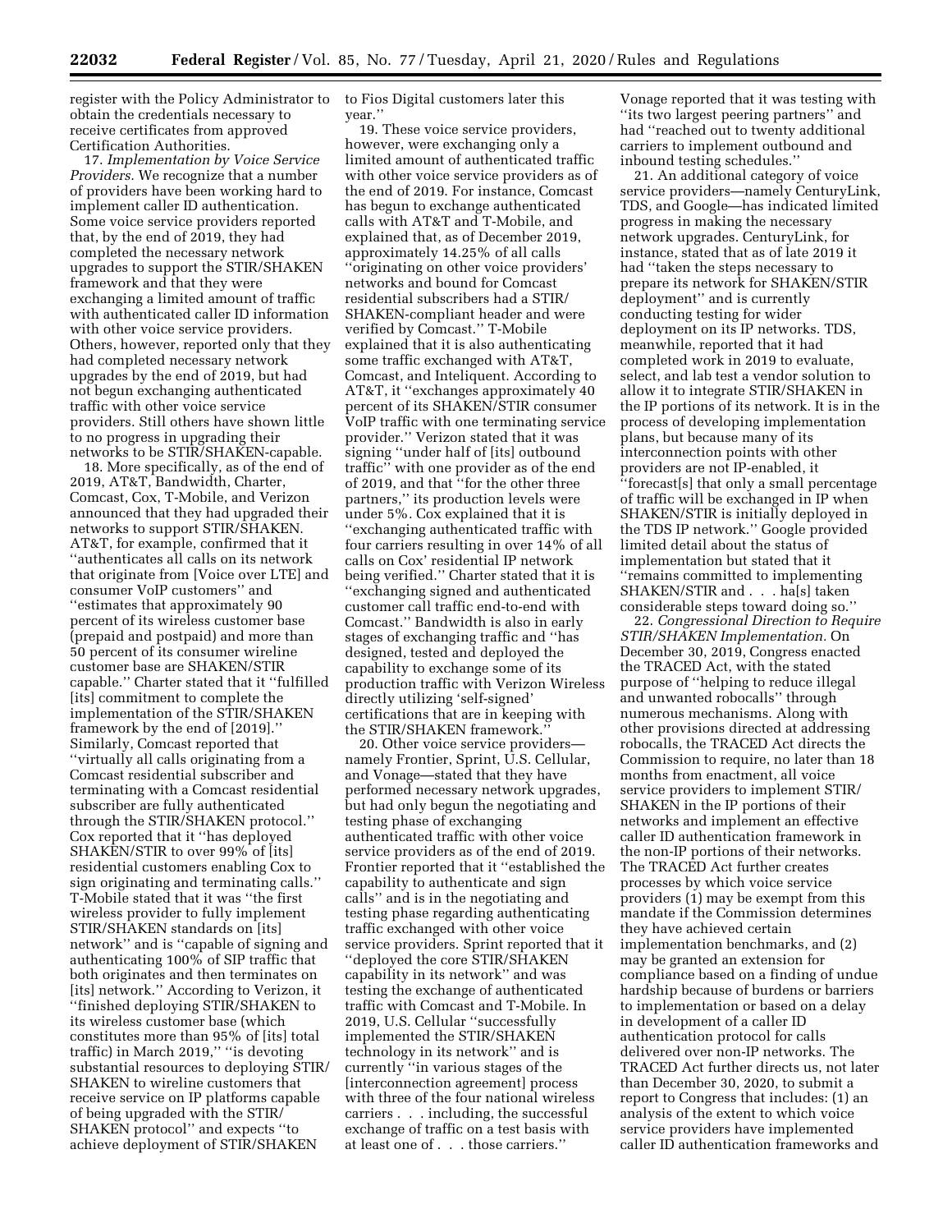register with the Policy Administrator to obtain the credentials necessary to receive certificates from approved Certification Authorities.

17. *Implementation by Voice Service Providers.* We recognize that a number of providers have been working hard to implement caller ID authentication. Some voice service providers reported that, by the end of 2019, they had completed the necessary network upgrades to support the STIR/SHAKEN framework and that they were exchanging a limited amount of traffic with authenticated caller ID information with other voice service providers. Others, however, reported only that they had completed necessary network upgrades by the end of 2019, but had not begun exchanging authenticated traffic with other voice service providers. Still others have shown little to no progress in upgrading their networks to be STIR/SHAKEN-capable.

18. More specifically, as of the end of 2019, AT&T, Bandwidth, Charter, Comcast, Cox, T-Mobile, and Verizon announced that they had upgraded their networks to support STIR/SHAKEN. AT&T, for example, confirmed that it ''authenticates all calls on its network that originate from [Voice over LTE] and consumer VoIP customers'' and ''estimates that approximately 90 percent of its wireless customer base (prepaid and postpaid) and more than 50 percent of its consumer wireline customer base are SHAKEN/STIR capable.'' Charter stated that it ''fulfilled [its] commitment to complete the implementation of the STIR/SHAKEN framework by the end of [2019].'' Similarly, Comcast reported that ''virtually all calls originating from a Comcast residential subscriber and terminating with a Comcast residential subscriber are fully authenticated through the STIR/SHAKEN protocol.'' Cox reported that it ''has deployed SHAKEN/STIR to over 99% of [its] residential customers enabling Cox to sign originating and terminating calls.'' T-Mobile stated that it was ''the first wireless provider to fully implement STIR/SHAKEN standards on [its] network'' and is ''capable of signing and authenticating 100% of SIP traffic that both originates and then terminates on [its] network.'' According to Verizon, it ''finished deploying STIR/SHAKEN to its wireless customer base (which constitutes more than 95% of [its] total traffic) in March 2019,'' ''is devoting substantial resources to deploying STIR/SHAKEN to wireline customers that receive service on IP platforms capable of being upgraded with the STIR/SHAKEN protocol'' and expects ''to achieve deployment of STIR/SHAKEN to Fios Digital customers later this year.''

19. These voice service providers, however, were exchanging only a limited amount of authenticated traffic with other voice service providers as of the end of 2019. For instance, Comcast has begun to exchange authenticated calls with AT&T and T-Mobile, and explained that, as of December 2019, approximately 14.25% of all calls ''originating on other voice providers' networks and bound for Comcast residential subscribers had a STIR/SHAKEN-compliant header and were verified by Comcast.'' T-Mobile explained that it is also authenticating some traffic exchanged with AT&T, Comcast, and Inteliquent. According to AT&T, it ''exchanges approximately 40 percent of its SHAKEN/STIR consumer VoIP traffic with one terminating service provider.'' Verizon stated that it was signing ''under half of [its] outbound traffic'' with one provider as of the end of 2019, and that ''for the other three partners,'' its production levels were under 5%. Cox explained that it is ''exchanging authenticated traffic with four carriers resulting in over 14% of all calls on Cox' residential IP network being verified.'' Charter stated that it is ''exchanging signed and authenticated customer call traffic end-to-end with Comcast.'' Bandwidth is also in early stages of exchanging traffic and ''has designed, tested and deployed the capability to exchange some of its production traffic with Verizon Wireless directly utilizing 'self-signed' certifications that are in keeping with the STIR/SHAKEN framework.''

20. Other voice service providers—namely Frontier, Sprint, U.S. Cellular, and Vonage—stated that they have performed necessary network upgrades, but had only begun the negotiating and testing phase of exchanging authenticated traffic with other voice service providers as of the end of 2019. Frontier reported that it ''established the capability to authenticate and sign calls'' and is in the negotiating and testing phase regarding authenticating traffic exchanged with other voice service providers. Sprint reported that it ''deployed the core STIR/SHAKEN capability in its network'' and was testing the exchange of authenticated traffic with Comcast and T-Mobile. In 2019, U.S. Cellular ''successfully implemented the STIR/SHAKEN technology in its network'' and is currently ''in various stages of the [interconnection agreement] process with three of the four national wireless carriers . . . including, the successful exchange of traffic on a test basis with at least one of . . . those carriers.'' Vonage reported that it was testing with ''its two largest peering partners'' and had ''reached out to twenty additional carriers to implement outbound and inbound testing schedules.''

21. An additional category of voice service providers—namely CenturyLink, TDS, and Google—has indicated limited progress in making the necessary network upgrades. CenturyLink, for instance, stated that as of late 2019 it had ''taken the steps necessary to prepare its network for SHAKEN/STIR deployment'' and is currently conducting testing for wider deployment on its IP networks. TDS, meanwhile, reported that it had completed work in 2019 to evaluate, select, and lab test a vendor solution to allow it to integrate STIR/SHAKEN in the IP portions of its network. It is in the process of developing implementation plans, but because many of its interconnection points with other providers are not IP-enabled, it ''forecast[s] that only a small percentage of traffic will be exchanged in IP when SHAKEN/STIR is initially deployed in the TDS IP network.'' Google provided limited detail about the status of implementation but stated that it ''remains committed to implementing SHAKEN/STIR and . . . ha[s] taken considerable steps toward doing so.''

22. *Congressional Direction to Require STIR/SHAKEN Implementation.* On December 30, 2019, Congress enacted the TRACED Act, with the stated purpose of ''helping to reduce illegal and unwanted robocalls'' through numerous mechanisms. Along with other provisions directed at addressing robocalls, the TRACED Act directs the Commission to require, no later than 18 months from enactment, all voice service providers to implement STIR/SHAKEN in the IP portions of their networks and implement an effective caller ID authentication framework in the non-IP portions of their networks. The TRACED Act further creates processes by which voice service providers (1) may be exempt from this mandate if the Commission determines they have achieved certain implementation benchmarks, and (2) may be granted an extension for compliance based on a finding of undue hardship because of burdens or barriers to implementation or based on a delay in development of a caller ID authentication protocol for calls delivered over non-IP networks. The TRACED Act further directs us, not later than December 30, 2020, to submit a report to Congress that includes: (1) an analysis of the extent to which voice service providers have implemented caller ID authentication frameworks and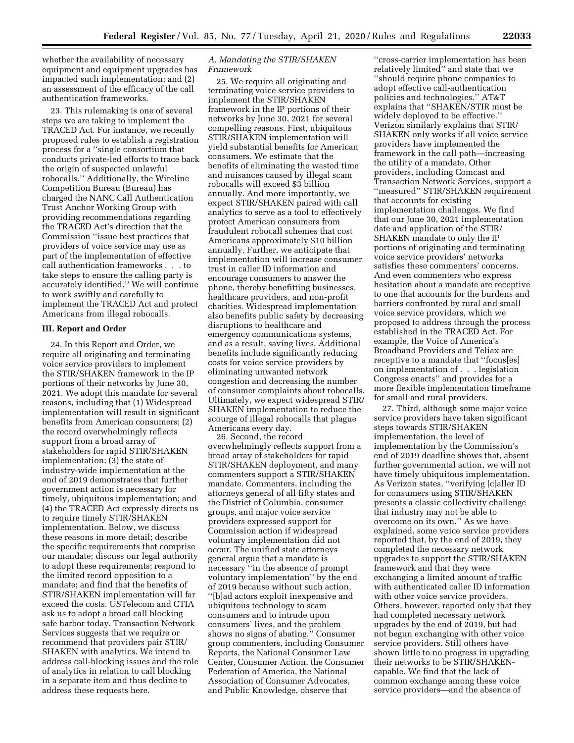whether the availability of necessary equipment and equipment upgrades has impacted such implementation; and (2) an assessment of the efficacy of the call authentication frameworks.

23. This rulemaking is one of several steps we are taking to implement the TRACED Act. For instance, we recently proposed rules to establish a registration process for a ''single consortium that conducts private-led efforts to trace back the origin of suspected unlawful robocalls.'' Additionally, the Wireline Competition Bureau (Bureau) has charged the NANC Call Authentication Trust Anchor Working Group with providing recommendations regarding the TRACED Act's direction that the Commission ''issue best practices that providers of voice service may use as part of the implementation of effective call authentication frameworks . . . to take steps to ensure the calling party is accurately identified.'' We will continue to work swiftly and carefully to implement the TRACED Act and protect Americans from illegal robocalls.

## III. Report and Order

24. In this Report and Order, we require all originating and terminating voice service providers to implement the STIR/SHAKEN framework in the IP portions of their networks by June 30, 2021. We adopt this mandate for several reasons, including that (1) Widespread implementation will result in significant benefits from American consumers; (2) the record overwhelmingly reflects support from a broad array of stakeholders for rapid STIR/SHAKEN implementation; (3) the state of industry-wide implementation at the end of 2019 demonstrates that further government action is necessary for timely, ubiquitous implementation; and (4) the TRACED Act expressly directs us to require timely STIR/SHAKEN implementation. Below, we discuss these reasons in more detail; describe the specific requirements that comprise our mandate; discuss our legal authority to adopt these requirements; respond to the limited record opposition to a mandate; and find that the benefits of STIR/SHAKEN implementation will far exceed the costs. USTelecom and CTIA ask us to adopt a broad call blocking safe harbor today. Transaction Network Services suggests that we require or recommend that providers pair STIR/SHAKEN with analytics. We intend to address call-blocking issues and the role of analytics in relation to call blocking in a separate item and thus decline to address these requests here.

### *A. Mandating the STIR/SHAKEN Framework*

25. We require all originating and terminating voice service providers to implement the STIR/SHAKEN framework in the IP portions of their networks by June 30, 2021 for several compelling reasons. First, ubiquitous STIR/SHAKEN implementation will yield substantial benefits for American consumers. We estimate that the benefits of eliminating the wasted time and nuisances caused by illegal scam robocalls will exceed $3 billion annually. And more importantly, we expect STIR/SHAKEN paired with call analytics to serve as a tool to effectively protect American consumers from fraudulent robocall schemes that cost Americans approximately $10 billion annually. Further, we anticipate that implementation will increase consumer trust in caller ID information and encourage consumers to answer the phone, thereby benefitting businesses, healthcare providers, and non-profit charities. Widespread implementation also benefits public safety by decreasing disruptions to healthcare and emergency communications systems, and as a result, saving lives. Additional benefits include significantly reducing costs for voice service providers by eliminating unwanted network congestion and decreasing the number of consumer complaints about robocalls. Ultimately, we expect widespread STIR/SHAKEN implementation to reduce the scourge of illegal robocalls that plague Americans every day.

26. Second, the record overwhelmingly reflects support from a broad array of stakeholders for rapid STIR/SHAKEN deployment, and many commenters support a STIR/SHAKEN mandate. Commenters, including the attorneys general of all fifty states and the District of Columbia, consumer groups, and major voice service providers expressed support for Commission action if widespread voluntary implementation did not occur. The unified state attorneys general argue that a mandate is necessary ''in the absence of prompt voluntary implementation'' by the end of 2019 because without such action, ''[b]ad actors exploit inexpensive and ubiquitous technology to scam consumers and to intrude upon consumers' lives, and the problem shows no signs of abating.'' Consumer group commenters, including Consumer Reports, the National Consumer Law Center, Consumer Action, the Consumer Federation of America, the National Association of Consumer Advocates, and Public Knowledge, observe that ''cross-carrier implementation has been relatively limited'' and state that we ''should require phone companies to adopt effective call-authentication policies and technologies.'' AT&T explains that ''SHAKEN/STIR must be widely deployed to be effective.'' Verizon similarly explains that STIR/SHAKEN only works if all voice service providers have implemented the framework in the call path—increasing the utility of a mandate. Other providers, including Comcast and Transaction Network Services, support a ''measured'' STIR/SHAKEN requirement that accounts for existing implementation challenges. We find that our June 30, 2021 implementation date and application of the STIR/SHAKEN mandate to only the IP portions of originating and terminating voice service providers' networks satisfies these commenters' concerns. And even commenters who express hesitation about a mandate are receptive to one that accounts for the burdens and barriers confronted by rural and small voice service providers, which we proposed to address through the process established in the TRACED Act. For example, the Voice of America's Broadband Providers and Teliax are receptive to a mandate that ''focus[es] on implementation of . . . legislation Congress enacts'' and provides for a more flexible implementation timeframe for small and rural providers.

27. Third, although some major voice service providers have taken significant steps towards STIR/SHAKEN implementation, the level of implementation by the Commission's end of 2019 deadline shows that, absent further governmental action, we will not have timely ubiquitous implementation. As Verizon states, ''verifying [c]aller ID for consumers using STIR/SHAKEN presents a classic collectivity challenge that industry may not be able to overcome on its own.'' As we have explained, some voice service providers reported that, by the end of 2019, they completed the necessary network upgrades to support the STIR/SHAKEN framework and that they were exchanging a limited amount of traffic with authenticated caller ID information with other voice service providers. Others, however, reported only that they had completed necessary network upgrades by the end of 2019, but had not begun exchanging with other voice service providers. Still others have shown little to no progress in upgrading their networks to be STIR/SHAKEN-capable. We find that the lack of common exchange among these voice service providers—and the absence of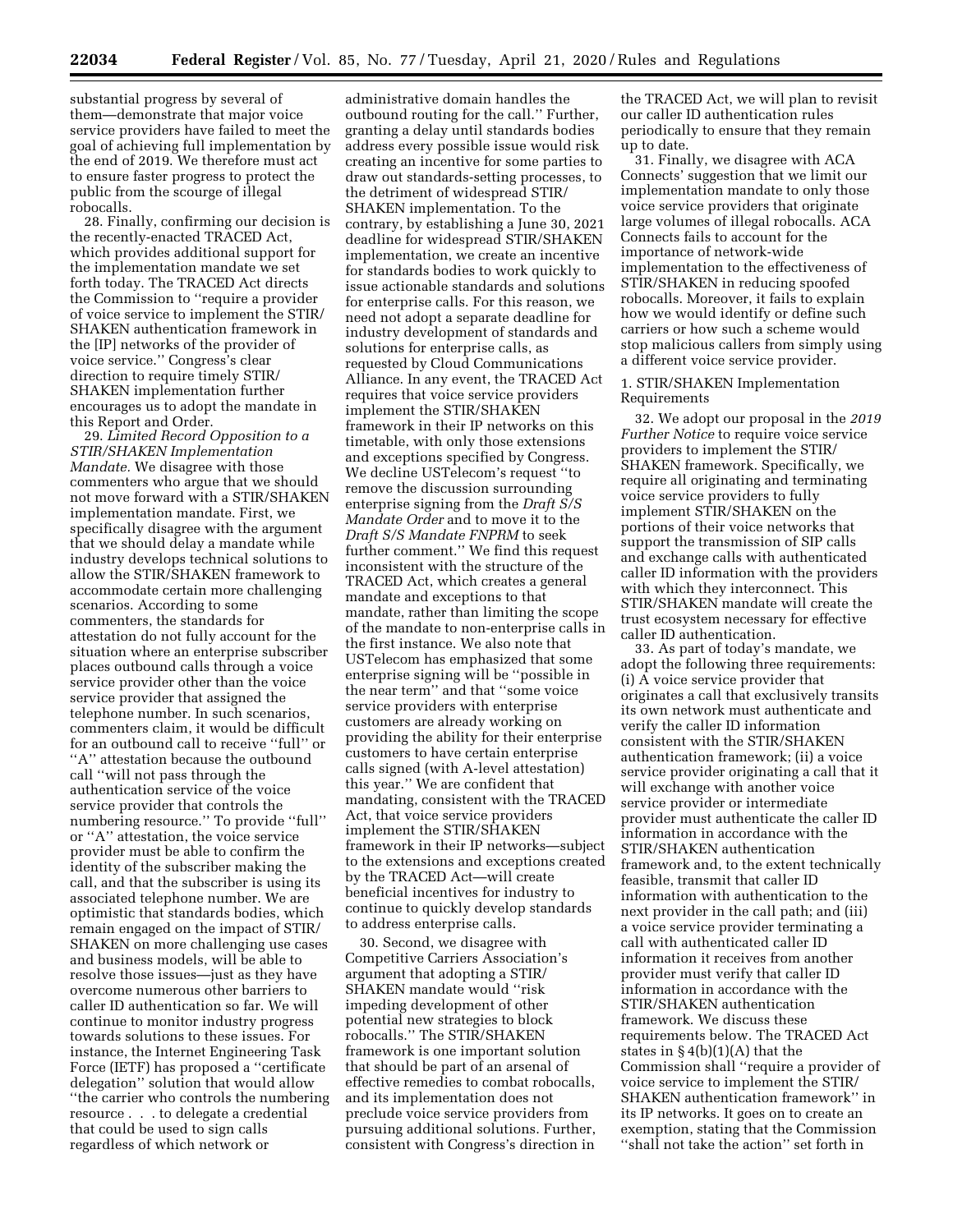substantial progress by several of them—demonstrate that major voice service providers have failed to meet the goal of achieving full implementation by the end of 2019. We therefore must act to ensure faster progress to protect the public from the scourge of illegal robocalls.

28. Finally, confirming our decision is the recently-enacted TRACED Act, which provides additional support for the implementation mandate we set forth today. The TRACED Act directs the Commission to "require a provider of voice service to implement the STIR/SHAKEN authentication framework in the [IP] networks of the provider of voice service." Congress's clear direction to require timely STIR/SHAKEN implementation further encourages us to adopt the mandate in this Report and Order.

29. *Limited Record Opposition to a STIR/SHAKEN Implementation Mandate.* We disagree with those commenters who argue that we should not move forward with a STIR/SHAKEN implementation mandate. First, we specifically disagree with the argument that we should delay a mandate while industry develops technical solutions to allow the STIR/SHAKEN framework to accommodate certain more challenging scenarios. According to some commenters, the standards for attestation do not fully account for the situation where an enterprise subscriber places outbound calls through a voice service provider other than the voice service provider that assigned the telephone number. In such scenarios, commenters claim, it would be difficult for an outbound call to receive "full" or "A" attestation because the outbound call "will not pass through the authentication service of the voice service provider that controls the numbering resource." To provide "full" or "A" attestation, the voice service provider must be able to confirm the identity of the subscriber making the call, and that the subscriber is using its associated telephone number. We are optimistic that standards bodies, which remain engaged on the impact of STIR/SHAKEN on more challenging use cases and business models, will be able to resolve those issues—just as they have overcome numerous other barriers to caller ID authentication so far. We will continue to monitor industry progress towards solutions to these issues. For instance, the Internet Engineering Task Force (IETF) has proposed a "certificate delegation" solution that would allow "the carrier who controls the numbering resource . . . to delegate a credential that could be used to sign calls regardless of which network or administrative domain handles the outbound routing for the call." Further, granting a delay until standards bodies address every possible issue would risk creating an incentive for some parties to draw out standards-setting processes, to the detriment of widespread STIR/SHAKEN implementation. To the contrary, by establishing a June 30, 2021 deadline for widespread STIR/SHAKEN implementation, we create an incentive for standards bodies to work quickly to issue actionable standards and solutions for enterprise calls. For this reason, we need not adopt a separate deadline for industry development of standards and solutions for enterprise calls, as requested by Cloud Communications Alliance. In any event, the TRACED Act requires that voice service providers implement the STIR/SHAKEN framework in their IP networks on this timetable, with only those extensions and exceptions specified by Congress. We decline USTelecom's request "to remove the discussion surrounding enterprise signing from the *Draft S/S Mandate Order* and to move it to the *Draft S/S Mandate FNPRM* to seek further comment." We find this request inconsistent with the structure of the TRACED Act, which creates a general mandate and exceptions to that mandate, rather than limiting the scope of the mandate to non-enterprise calls in the first instance. We also note that USTelecom has emphasized that some enterprise signing will be "possible in the near term" and that "some voice service providers with enterprise customers are already working on providing the ability for their enterprise customers to have certain enterprise calls signed (with A-level attestation) this year." We are confident that mandating, consistent with the TRACED Act, that voice service providers implement the STIR/SHAKEN framework in their IP networks—subject to the extensions and exceptions created by the TRACED Act—will create beneficial incentives for industry to continue to quickly develop standards to address enterprise calls.

30. Second, we disagree with Competitive Carriers Association's argument that adopting a STIR/SHAKEN mandate would "risk impeding development of other potential new strategies to block robocalls." The STIR/SHAKEN framework is one important solution that should be part of an arsenal of effective remedies to combat robocalls, and its implementation does not preclude voice service providers from pursuing additional solutions. Further, consistent with Congress's direction in the TRACED Act, we will plan to revisit our caller ID authentication rules periodically to ensure that they remain up to date.

31. Finally, we disagree with ACA Connects' suggestion that we limit our implementation mandate to only those voice service providers that originate large volumes of illegal robocalls. ACA Connects fails to account for the importance of network-wide implementation to the effectiveness of STIR/SHAKEN in reducing spoofed robocalls. Moreover, it fails to explain how we would identify or define such carriers or how such a scheme would stop malicious callers from simply using a different voice service provider.

### 1. STIR/SHAKEN Implementation Requirements

32. We adopt our proposal in the *2019 Further Notice* to require voice service providers to implement the STIR/SHAKEN framework. Specifically, we require all originating and terminating voice service providers to fully implement STIR/SHAKEN on the portions of their voice networks that support the transmission of SIP calls and exchange calls with authenticated caller ID information with the providers with which they interconnect. This STIR/SHAKEN mandate will create the trust ecosystem necessary for effective caller ID authentication.

33. As part of today's mandate, we adopt the following three requirements: (i) A voice service provider that originates a call that exclusively transits its own network must authenticate and verify the caller ID information consistent with the STIR/SHAKEN authentication framework; (ii) a voice service provider originating a call that it will exchange with another voice service provider or intermediate provider must authenticate the caller ID information in accordance with the STIR/SHAKEN authentication framework and, to the extent technically feasible, transmit that caller ID information with authentication to the next provider in the call path; and (iii) a voice service provider terminating a call with authenticated caller ID information it receives from another provider must verify that caller ID information in accordance with the STIR/SHAKEN authentication framework. We discuss these requirements below. The TRACED Act states in § 4(b)(1)(A) that the Commission shall "require a provider of voice service to implement the STIR/SHAKEN authentication framework" in its IP networks. It goes on to create an exemption, stating that the Commission "shall not take the action" set forth in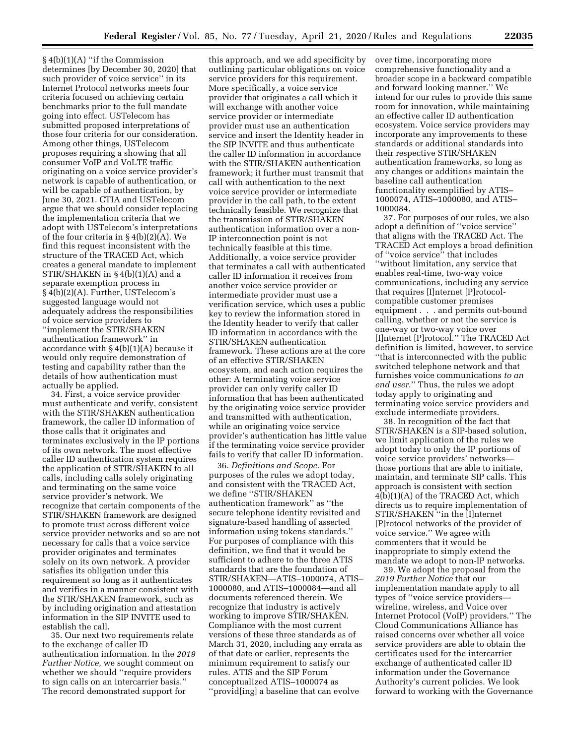§ 4(b)(1)(A) "if the Commission determines [by December 30, 2020] that such provider of voice service" in its Internet Protocol networks meets four criteria focused on achieving certain benchmarks prior to the full mandate going into effect. USTelecom has submitted proposed interpretations of those four criteria for our consideration. Among other things, USTelecom proposes requiring a showing that all consumer VoIP and VoLTE traffic originating on a voice service provider's network is capable of authentication, or will be capable of authentication, by June 30, 2021. CTIA and USTelecom argue that we should consider replacing the implementation criteria that we adopt with USTelecom's interpretations of the four criteria in § 4(b)(2)(A). We find this request inconsistent with the structure of the TRACED Act, which creates a general mandate to implement STIR/SHAKEN in § 4(b)(1)(A) and a separate exemption process in § 4(b)(2)(A). Further, USTelecom's suggested language would not adequately address the responsibilities of voice service providers to "implement the STIR/SHAKEN authentication framework" in accordance with § 4(b)(1)(A) because it would only require demonstration of testing and capability rather than the details of how authentication must actually be applied.

34. First, a voice service provider must authenticate and verify, consistent with the STIR/SHAKEN authentication framework, the caller ID information of those calls that it originates and terminates exclusively in the IP portions of its own network. The most effective caller ID authentication system requires the application of STIR/SHAKEN to all calls, including calls solely originating and terminating on the same voice service provider's network. We recognize that certain components of the STIR/SHAKEN framework are designed to promote trust across different voice service provider networks and so are not necessary for calls that a voice service provider originates and terminates solely on its own network. A provider satisfies its obligation under this requirement so long as it authenticates and verifies in a manner consistent with the STIR/SHAKEN framework, such as by including origination and attestation information in the SIP INVITE used to establish the call.

35. Our next two requirements relate to the exchange of caller ID authentication information. In the *2019 Further Notice,* we sought comment on whether we should "require providers to sign calls on an intercarrier basis." The record demonstrated support for this approach, and we add specificity by outlining particular obligations on voice service providers for this requirement. More specifically, a voice service provider that originates a call which it will exchange with another voice service provider or intermediate provider must use an authentication service and insert the Identity header in the SIP INVITE and thus authenticate the caller ID information in accordance with the STIR/SHAKEN authentication framework; it further must transmit that call with authentication to the next voice service provider or intermediate provider in the call path, to the extent technically feasible. We recognize that the transmission of STIR/SHAKEN authentication information over a non-IP interconnection point is not technically feasible at this time. Additionally, a voice service provider that terminates a call with authenticated caller ID information it receives from another voice service provider or intermediate provider must use a verification service, which uses a public key to review the information stored in the Identity header to verify that caller ID information in accordance with the STIR/SHAKEN authentication framework. These actions are at the core of an effective STIR/SHAKEN ecosystem, and each action requires the other: A terminating voice service provider can only verify caller ID information that has been authenticated by the originating voice service provider and transmitted with authentication, while an originating voice service provider's authentication has little value if the terminating voice service provider fails to verify that caller ID information.

36. *Definitions and Scope.* For purposes of the rules we adopt today, and consistent with the TRACED Act, we define "STIR/SHAKEN authentication framework" as "the secure telephone identity revisited and signature-based handling of asserted information using tokens standards." For purposes of compliance with this definition, we find that it would be sufficient to adhere to the three ATIS standards that are the foundation of STIR/SHAKEN—ATIS–1000074, ATIS–1000080, and ATIS–1000084—and all documents referenced therein. We recognize that industry is actively working to improve STIR/SHAKEN. Compliance with the most current versions of these three standards as of March 31, 2020, including any errata as of that date or earlier, represents the minimum requirement to satisfy our rules. ATIS and the SIP Forum conceptualized ATIS–1000074 as "provid[ing] a baseline that can evolve over time, incorporating more comprehensive functionality and a broader scope in a backward compatible and forward looking manner." We intend for our rules to provide this same room for innovation, while maintaining an effective caller ID authentication ecosystem. Voice service providers may incorporate any improvements to these standards or additional standards into their respective STIR/SHAKEN authentication frameworks, so long as any changes or additions maintain the baseline call authentication functionality exemplified by ATIS–1000074, ATIS–1000080, and ATIS–1000084.

37. For purposes of our rules, we also adopt a definition of "voice service" that aligns with the TRACED Act. The TRACED Act employs a broad definition of "voice service" that includes "without limitation, any service that enables real-time, two-way voice communications, including any service that requires [I]nternet [P]rotocol-compatible customer premises equipment . . . and permits out-bound calling, whether or not the service is one-way or two-way voice over [I]nternet [P]rotocol." The TRACED Act definition is limited, however, to service "that is interconnected with the public switched telephone network and that furnishes voice communications *to an end user.*" Thus, the rules we adopt today apply to originating and terminating voice service providers and exclude intermediate providers.

38. In recognition of the fact that STIR/SHAKEN is a SIP-based solution, we limit application of the rules we adopt today to only the IP portions of voice service providers' networks—those portions that are able to initiate, maintain, and terminate SIP calls. This approach is consistent with section 4(b)(1)(A) of the TRACED Act, which directs us to require implementation of STIR/SHAKEN "in the [I]nternet [P]rotocol networks of the provider of voice service." We agree with commenters that it would be inappropriate to simply extend the mandate we adopt to non-IP networks.

39. We adopt the proposal from the *2019 Further Notice* that our implementation mandate apply to all types of "voice service providers—wireline, wireless, and Voice over Internet Protocol (VoIP) providers." The Cloud Communications Alliance has raised concerns over whether all voice service providers are able to obtain the certificates used for the intercarrier exchange of authenticated caller ID information under the Governance Authority's current policies. We look forward to working with the Governance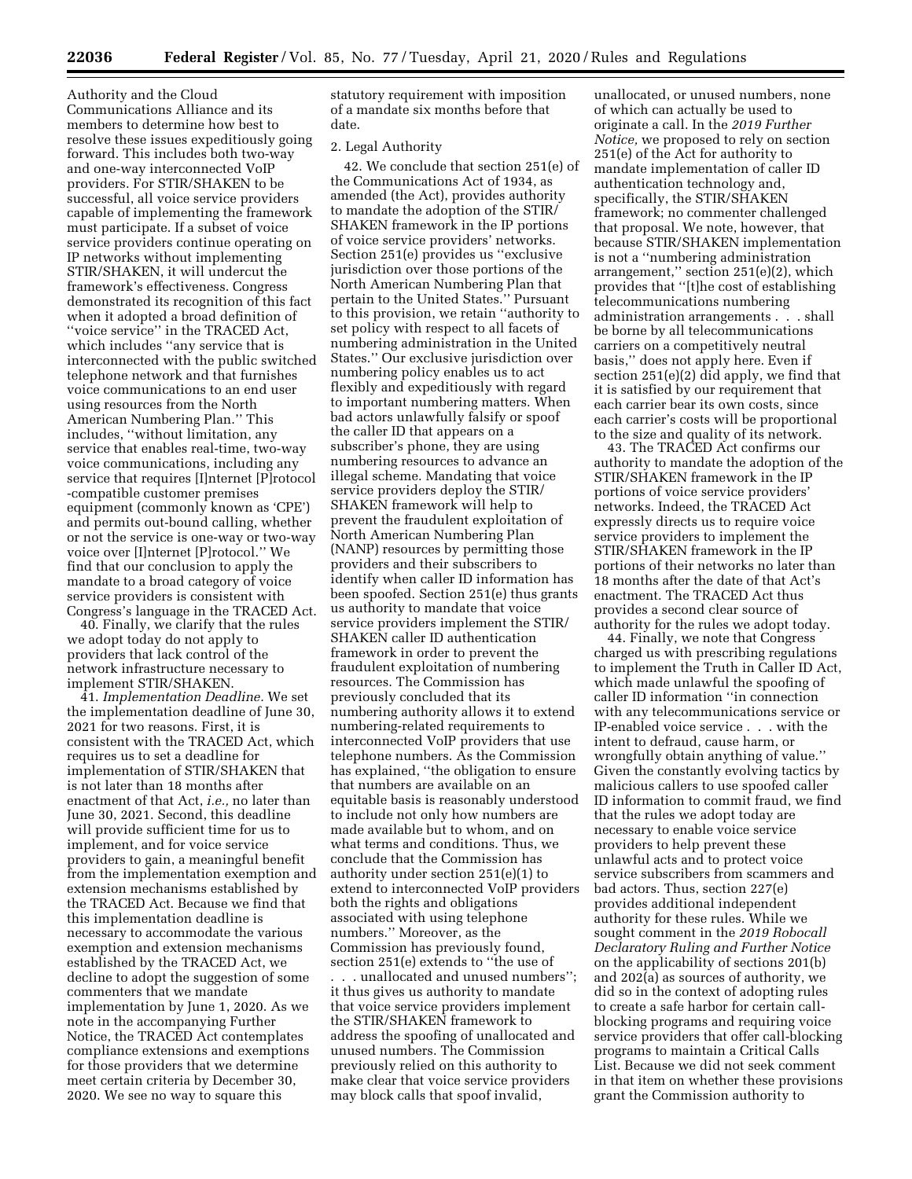Authority and the Cloud Communications Alliance and its members to determine how best to resolve these issues expeditiously going forward. This includes both two-way and one-way interconnected VoIP providers. For STIR/SHAKEN to be successful, all voice service providers capable of implementing the framework must participate. If a subset of voice service providers continue operating on IP networks without implementing STIR/SHAKEN, it will undercut the framework's effectiveness. Congress demonstrated its recognition of this fact when it adopted a broad definition of ''voice service'' in the TRACED Act, which includes ''any service that is interconnected with the public switched telephone network and that furnishes voice communications to an end user using resources from the North American Numbering Plan.'' This includes, ''without limitation, any service that enables real-time, two-way voice communications, including any service that requires [I]nternet [P]rotocol -compatible customer premises equipment (commonly known as 'CPE') and permits out-bound calling, whether or not the service is one-way or two-way voice over [I]nternet [P]rotocol.'' We find that our conclusion to apply the mandate to a broad category of voice service providers is consistent with Congress's language in the TRACED Act.

40. Finally, we clarify that the rules we adopt today do not apply to providers that lack control of the network infrastructure necessary to implement STIR/SHAKEN.

41. *Implementation Deadline.* We set the implementation deadline of June 30, 2021 for two reasons. First, it is consistent with the TRACED Act, which requires us to set a deadline for implementation of STIR/SHAKEN that is not later than 18 months after enactment of that Act, *i.e.,* no later than June 30, 2021. Second, this deadline will provide sufficient time for us to implement, and for voice service providers to gain, a meaningful benefit from the implementation exemption and extension mechanisms established by the TRACED Act. Because we find that this implementation deadline is necessary to accommodate the various exemption and extension mechanisms established by the TRACED Act, we decline to adopt the suggestion of some commenters that we mandate implementation by June 1, 2020. As we note in the accompanying Further Notice, the TRACED Act contemplates compliance extensions and exemptions for those providers that we determine meet certain criteria by December 30, 2020. We see no way to square this statutory requirement with imposition of a mandate six months before that date.

2. Legal Authority

42. We conclude that section 251(e) of the Communications Act of 1934, as amended (the Act), provides authority to mandate the adoption of the STIR/SHAKEN framework in the IP portions of voice service providers' networks. Section 251(e) provides us ''exclusive jurisdiction over those portions of the North American Numbering Plan that pertain to the United States.'' Pursuant to this provision, we retain ''authority to set policy with respect to all facets of numbering administration in the United States.'' Our exclusive jurisdiction over numbering policy enables us to act flexibly and expeditiously with regard to important numbering matters. When bad actors unlawfully falsify or spoof the caller ID that appears on a subscriber's phone, they are using numbering resources to advance an illegal scheme. Mandating that voice service providers deploy the STIR/SHAKEN framework will help to prevent the fraudulent exploitation of North American Numbering Plan (NANP) resources by permitting those providers and their subscribers to identify when caller ID information has been spoofed. Section 251(e) thus grants us authority to mandate that voice service providers implement the STIR/SHAKEN caller ID authentication framework in order to prevent the fraudulent exploitation of numbering resources. The Commission has previously concluded that its numbering authority allows it to extend numbering-related requirements to interconnected VoIP providers that use telephone numbers. As the Commission has explained, ''the obligation to ensure that numbers are available on an equitable basis is reasonably understood to include not only how numbers are made available but to whom, and on what terms and conditions. Thus, we conclude that the Commission has authority under section 251(e)(1) to extend to interconnected VoIP providers both the rights and obligations associated with using telephone numbers.'' Moreover, as the Commission has previously found, section 251(e) extends to ''the use of . . . unallocated and unused numbers''; it thus gives us authority to mandate that voice service providers implement the STIR/SHAKEN framework to address the spoofing of unallocated and unused numbers. The Commission previously relied on this authority to make clear that voice service providers may block calls that spoof invalid, unallocated, or unused numbers, none of which can actually be used to originate a call. In the *2019 Further Notice,* we proposed to rely on section 251(e) of the Act for authority to mandate implementation of caller ID authentication technology and, specifically, the STIR/SHAKEN framework; no commenter challenged that proposal. We note, however, that because STIR/SHAKEN implementation is not a ''numbering administration arrangement,'' section 251(e)(2), which provides that ''[t]he cost of establishing telecommunications numbering administration arrangements . . . shall be borne by all telecommunications carriers on a competitively neutral basis,'' does not apply here. Even if section 251(e)(2) did apply, we find that it is satisfied by our requirement that each carrier bear its own costs, since each carrier's costs will be proportional to the size and quality of its network.

43. The TRACED Act confirms our authority to mandate the adoption of the STIR/SHAKEN framework in the IP portions of voice service providers' networks. Indeed, the TRACED Act expressly directs us to require voice service providers to implement the STIR/SHAKEN framework in the IP portions of their networks no later than 18 months after the date of that Act's enactment. The TRACED Act thus provides a second clear source of authority for the rules we adopt today.

44. Finally, we note that Congress charged us with prescribing regulations to implement the Truth in Caller ID Act, which made unlawful the spoofing of caller ID information ''in connection with any telecommunications service or IP-enabled voice service . . . with the intent to defraud, cause harm, or wrongfully obtain anything of value.'' Given the constantly evolving tactics by malicious callers to use spoofed caller ID information to commit fraud, we find that the rules we adopt today are necessary to enable voice service providers to help prevent these unlawful acts and to protect voice service subscribers from scammers and bad actors. Thus, section 227(e) provides additional independent authority for these rules. While we sought comment in the *2019 Robocall Declaratory Ruling and Further Notice* on the applicability of sections 201(b) and 202(a) as sources of authority, we did so in the context of adopting rules to create a safe harbor for certain call-blocking programs and requiring voice service providers that offer call-blocking programs to maintain a Critical Calls List. Because we did not seek comment in that item on whether these provisions grant the Commission authority to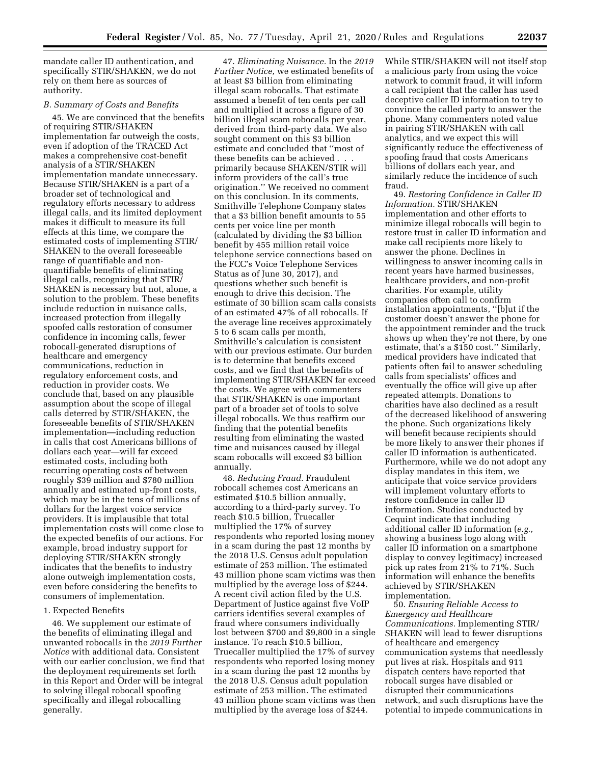mandate caller ID authentication, and specifically STIR/SHAKEN, we do not rely on them here as sources of authority.

### B. Summary of Costs and Benefits

45. We are convinced that the benefits of requiring STIR/SHAKEN implementation far outweigh the costs, even if adoption of the TRACED Act makes a comprehensive cost-benefit analysis of a STIR/SHAKEN implementation mandate unnecessary. Because STIR/SHAKEN is a part of a broader set of technological and regulatory efforts necessary to address illegal calls, and its limited deployment makes it difficult to measure its full effects at this time, we compare the estimated costs of implementing STIR/SHAKEN to the overall foreseeable range of quantifiable and non-quantifiable benefits of eliminating illegal calls, recognizing that STIR/SHAKEN is necessary but not, alone, a solution to the problem. These benefits include reduction in nuisance calls, increased protection from illegally spoofed calls restoration of consumer confidence in incoming calls, fewer robocall-generated disruptions of healthcare and emergency communications, reduction in regulatory enforcement costs, and reduction in provider costs. We conclude that, based on any plausible assumption about the scope of illegal calls deterred by STIR/SHAKEN, the foreseeable benefits of STIR/SHAKEN implementation—including reduction in calls that cost Americans billions of dollars each year—will far exceed estimated costs, including both recurring operating costs of between roughly $39 million and $780 million annually and estimated up-front costs, which may be in the tens of millions of dollars for the largest voice service providers. It is implausible that total implementation costs will come close to the expected benefits of our actions. For example, broad industry support for deploying STIR/SHAKEN strongly indicates that the benefits to industry alone outweigh implementation costs, even before considering the benefits to consumers of implementation.

#### 1. Expected Benefits

46. We supplement our estimate of the benefits of eliminating illegal and unwanted robocalls in the *2019 Further Notice* with additional data. Consistent with our earlier conclusion, we find that the deployment requirements set forth in this Report and Order will be integral to solving illegal robocall spoofing specifically and illegal robocalling generally.

47. *Eliminating Nuisance.* In the *2019 Further Notice,* we estimated benefits of at least $3 billion from eliminating illegal scam robocalls. That estimate assumed a benefit of ten cents per call and multiplied it across a figure of 30 billion illegal scam robocalls per year, derived from third-party data. We also sought comment on this $3 billion estimate and concluded that ''most of these benefits can be achieved . . . primarily because SHAKEN/STIR will inform providers of the call's true origination.'' We received no comment on this conclusion. In its comments, Smithville Telephone Company states that a $3 billion benefit amounts to 55 cents per voice line per month (calculated by dividing the $3 billion benefit by 455 million retail voice telephone service connections based on the FCC's Voice Telephone Services Status as of June 30, 2017), and questions whether such benefit is enough to drive this decision. The estimate of 30 billion scam calls consists of an estimated 47% of all robocalls. If the average line receives approximately 5 to 6 scam calls per month, Smithville's calculation is consistent with our previous estimate. Our burden is to determine that benefits exceed costs, and we find that the benefits of implementing STIR/SHAKEN far exceed the costs. We agree with commenters that STIR/SHAKEN is one important part of a broader set of tools to solve illegal robocalls. We thus reaffirm our finding that the potential benefits resulting from eliminating the wasted time and nuisances caused by illegal scam robocalls will exceed $3 billion annually.

48. *Reducing Fraud.* Fraudulent robocall schemes cost Americans an estimated $10.5 billion annually, according to a third-party survey. To reach $10.5 billion, Truecaller multiplied the 17% of survey respondents who reported losing money in a scam during the past 12 months by the 2018 U.S. Census adult population estimate of 253 million. The estimated 43 million phone scam victims was then multiplied by the average loss of $244. A recent civil action filed by the U.S. Department of Justice against five VoIP carriers identifies several examples of fraud where consumers individually lost between $700 and $9,800 in a single instance. To reach $10.5 billion, Truecaller multiplied the 17% of survey respondents who reported losing money in a scam during the past 12 months by the 2018 U.S. Census adult population estimate of 253 million. The estimated 43 million phone scam victims was then multiplied by the average loss of $244. While STIR/SHAKEN will not itself stop a malicious party from using the voice network to commit fraud, it will inform a call recipient that the caller has used deceptive caller ID information to try to convince the called party to answer the phone. Many commenters noted value in pairing STIR/SHAKEN with call analytics, and we expect this will significantly reduce the effectiveness of spoofing fraud that costs Americans billions of dollars each year, and similarly reduce the incidence of such fraud.

49. *Restoring Confidence in Caller ID Information.* STIR/SHAKEN implementation and other efforts to minimize illegal robocalls will begin to restore trust in caller ID information and make call recipients more likely to answer the phone. Declines in willingness to answer incoming calls in recent years have harmed businesses, healthcare providers, and non-profit charities. For example, utility companies often call to confirm installation appointments, ''[b]ut if the customer doesn't answer the phone for the appointment reminder and the truck shows up when they're not there, by one estimate, that's a $150 cost.'' Similarly, medical providers have indicated that patients often fail to answer scheduling calls from specialists' offices and eventually the office will give up after repeated attempts. Donations to charities have also declined as a result of the decreased likelihood of answering the phone. Such organizations likely will benefit because recipients should be more likely to answer their phones if caller ID information is authenticated. Furthermore, while we do not adopt any display mandates in this item, we anticipate that voice service providers will implement voluntary efforts to restore confidence in caller ID information. Studies conducted by Cequint indicate that including additional caller ID information (*e.g.,* showing a business logo along with caller ID information on a smartphone display to convey legitimacy) increased pick up rates from 21% to 71%. Such information will enhance the benefits achieved by STIR/SHAKEN implementation.

50. *Ensuring Reliable Access to Emergency and Healthcare Communications.* Implementing STIR/SHAKEN will lead to fewer disruptions of healthcare and emergency communication systems that needlessly put lives at risk. Hospitals and 911 dispatch centers have reported that robocall surges have disabled or disrupted their communications network, and such disruptions have the potential to impede communications in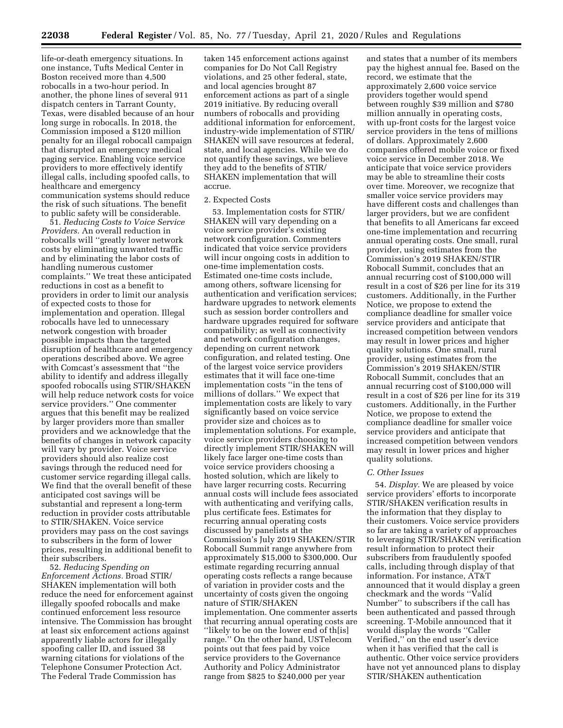life-or-death emergency situations. In one instance, Tufts Medical Center in Boston received more than 4,500 robocalls in a two-hour period. In another, the phone lines of several 911 dispatch centers in Tarrant County, Texas, were disabled because of an hour long surge in robocalls. In 2018, the Commission imposed a $120 million penalty for an illegal robocall campaign that disrupted an emergency medical paging service. Enabling voice service providers to more effectively identify illegal calls, including spoofed calls, to healthcare and emergency communication systems should reduce the risk of such situations. The benefit to public safety will be considerable.

51. *Reducing Costs to Voice Service Providers.* An overall reduction in robocalls will ''greatly lower network costs by eliminating unwanted traffic and by eliminating the labor costs of handling numerous customer complaints.'' We treat these anticipated reductions in cost as a benefit to providers in order to limit our analysis of expected costs to those for implementation and operation. Illegal robocalls have led to unnecessary network congestion with broader possible impacts than the targeted disruption of healthcare and emergency operations described above. We agree with Comcast's assessment that ''the ability to identify and address illegally spoofed robocalls using STIR/SHAKEN will help reduce network costs for voice service providers.'' One commenter argues that this benefit may be realized by larger providers more than smaller providers and we acknowledge that the benefits of changes in network capacity will vary by provider. Voice service providers should also realize cost savings through the reduced need for customer service regarding illegal calls. We find that the overall benefit of these anticipated cost savings will be substantial and represent a long-term reduction in provider costs attributable to STIR/SHAKEN. Voice service providers may pass on the cost savings to subscribers in the form of lower prices, resulting in additional benefit to their subscribers.

52. *Reducing Spending on Enforcement Actions.* Broad STIR/SHAKEN implementation will both reduce the need for enforcement against illegally spoofed robocalls and make continued enforcement less resource intensive. The Commission has brought at least six enforcement actions against apparently liable actors for illegally spoofing caller ID, and issued 38 warning citations for violations of the Telephone Consumer Protection Act. The Federal Trade Commission has taken 145 enforcement actions against companies for Do Not Call Registry violations, and 25 other federal, state, and local agencies brought 87 enforcement actions as part of a single 2019 initiative. By reducing overall numbers of robocalls and providing additional information for enforcement, industry-wide implementation of STIR/SHAKEN will save resources at federal, state, and local agencies. While we do not quantify these savings, we believe they add to the benefits of STIR/SHAKEN implementation that will accrue.

2. Expected Costs

53. Implementation costs for STIR/SHAKEN will vary depending on a voice service provider's existing network configuration. Commenters indicated that voice service providers will incur ongoing costs in addition to one-time implementation costs. Estimated one-time costs include, among others, software licensing for authentication and verification services; hardware upgrades to network elements such as session border controllers and hardware upgrades required for software compatibility; as well as connectivity and network configuration changes, depending on current network configuration, and related testing. One of the largest voice service providers estimates that it will face one-time implementation costs ''in the tens of millions of dollars.'' We expect that implementation costs are likely to vary significantly based on voice service provider size and choices as to implementation solutions. For example, voice service providers choosing to directly implement STIR/SHAKEN will likely face larger one-time costs than voice service providers choosing a hosted solution, which are likely to have larger recurring costs. Recurring annual costs will include fees associated with authenticating and verifying calls, plus certificate fees. Estimates for recurring annual operating costs discussed by panelists at the Commission's July 2019 SHAKEN/STIR Robocall Summit range anywhere from approximately $15,000 to $300,000. Our estimate regarding recurring annual operating costs reflects a range because of variation in provider costs and the uncertainty of costs given the ongoing nature of STIR/SHAKEN implementation. One commenter asserts that recurring annual operating costs are ''likely to be on the lower end of th[is] range.'' On the other hand, USTelecom points out that fees paid by voice service providers to the Governance Authority and Policy Administrator range from $825 to $240,000 per year and states that a number of its members pay the highest annual fee. Based on the record, we estimate that the approximately 2,600 voice service providers together would spend between roughly $39 million and $780 million annually in operating costs, with up-front costs for the largest voice service providers in the tens of millions of dollars. Approximately 2,600 companies offered mobile voice or fixed voice service in December 2018. We anticipate that voice service providers may be able to streamline their costs over time. Moreover, we recognize that smaller voice service providers may have different costs and challenges than larger providers, but we are confident that benefits to all Americans far exceed one-time implementation and recurring annual operating costs. One small, rural provider, using estimates from the Commission's 2019 SHAKEN/STIR Robocall Summit, concludes that an annual recurring cost of $100,000 will result in a cost of $26 per line for its 319 customers. Additionally, in the Further Notice, we propose to extend the compliance deadline for smaller voice service providers and anticipate that increased competition between vendors may result in lower prices and higher quality solutions. One small, rural provider, using estimates from the Commission's 2019 SHAKEN/STIR Robocall Summit, concludes that an annual recurring cost of $100,000 will result in a cost of $26 per line for its 319 customers. Additionally, in the Further Notice, we propose to extend the compliance deadline for smaller voice service providers and anticipate that increased competition between vendors may result in lower prices and higher quality solutions.

### C. Other Issues

54. *Display.* We are pleased by voice service providers' efforts to incorporate STIR/SHAKEN verification results in the information that they display to their customers. Voice service providers so far are taking a variety of approaches to leveraging STIR/SHAKEN verification result information to protect their subscribers from fraudulently spoofed calls, including through display of that information. For instance, AT&T announced that it would display a green checkmark and the words ''Valid Number'' to subscribers if the call has been authenticated and passed through screening. T-Mobile announced that it would display the words ''Caller Verified,'' on the end user's device when it has verified that the call is authentic. Other voice service providers have not yet announced plans to display STIR/SHAKEN authentication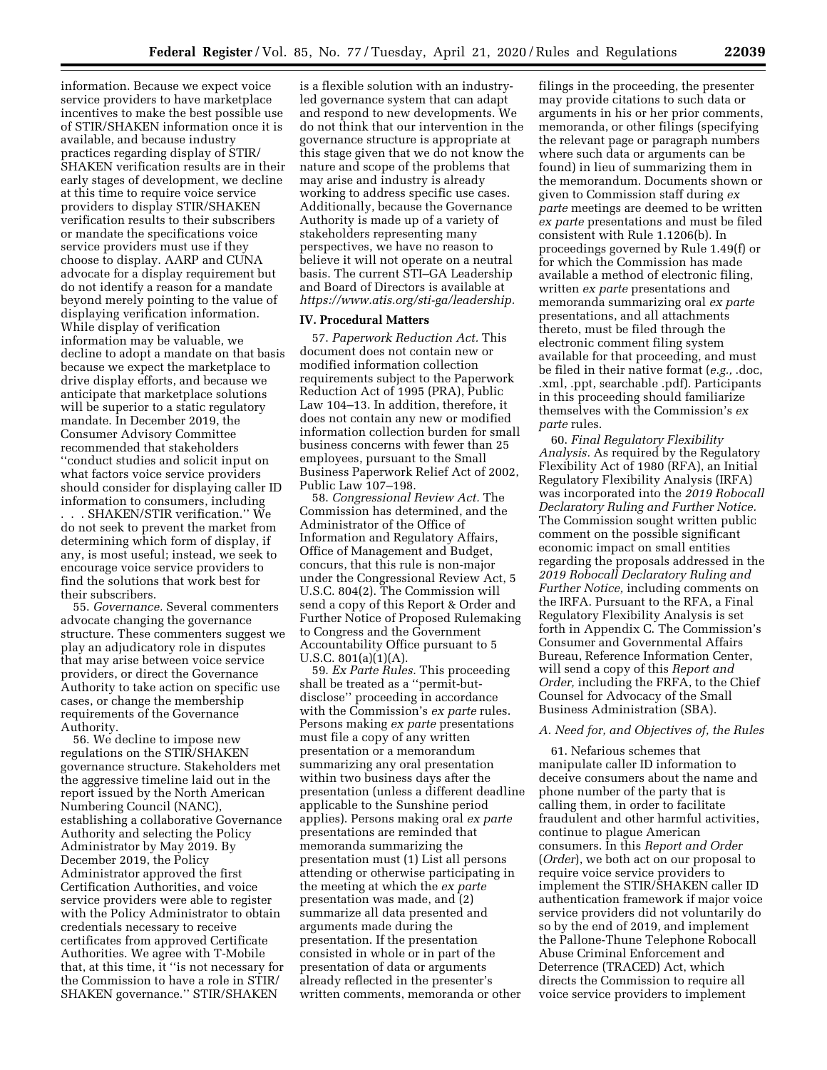information. Because we expect voice service providers to have marketplace incentives to make the best possible use of STIR/SHAKEN information once it is available, and because industry practices regarding display of STIR/SHAKEN verification results are in their early stages of development, we decline at this time to require voice service providers to display STIR/SHAKEN verification results to their subscribers or mandate the specifications voice service providers must use if they choose to display. AARP and CUNA advocate for a display requirement but do not identify a reason for a mandate beyond merely pointing to the value of displaying verification information. While display of verification information may be valuable, we decline to adopt a mandate on that basis because we expect the marketplace to drive display efforts, and because we anticipate that marketplace solutions will be superior to a static regulatory mandate. In December 2019, the Consumer Advisory Committee recommended that stakeholders ''conduct studies and solicit input on what factors voice service providers should consider for displaying caller ID information to consumers, including . . . SHAKEN/STIR verification.'' We do not seek to prevent the market from determining which form of display, if any, is most useful; instead, we seek to encourage voice service providers to find the solutions that work best for their subscribers.

55. *Governance.* Several commenters advocate changing the governance structure. These commenters suggest we play an adjudicatory role in disputes that may arise between voice service providers, or direct the Governance Authority to take action on specific use cases, or change the membership requirements of the Governance Authority.

56. We decline to impose new regulations on the STIR/SHAKEN governance structure. Stakeholders met the aggressive timeline laid out in the report issued by the North American Numbering Council (NANC), establishing a collaborative Governance Authority and selecting the Policy Administrator by May 2019. By December 2019, the Policy Administrator approved the first Certification Authorities, and voice service providers were able to register with the Policy Administrator to obtain credentials necessary to receive certificates from approved Certificate Authorities. We agree with T-Mobile that, at this time, it ''is not necessary for the Commission to have a role in STIR/SHAKEN governance.'' STIR/SHAKEN is a flexible solution with an industry-led governance system that can adapt and respond to new developments. We do not think that our intervention in the governance structure is appropriate at this stage given that we do not know the nature and scope of the problems that may arise and industry is already working to address specific use cases. Additionally, because the Governance Authority is made up of a variety of stakeholders representing many perspectives, we have no reason to believe it will not operate on a neutral basis. The current STI–GA Leadership and Board of Directors is available at *https://www.atis.org/sti-ga/leadership.*

## IV. Procedural Matters

57. *Paperwork Reduction Act.* This document does not contain new or modified information collection requirements subject to the Paperwork Reduction Act of 1995 (PRA), Public Law 104–13. In addition, therefore, it does not contain any new or modified information collection burden for small business concerns with fewer than 25 employees, pursuant to the Small Business Paperwork Relief Act of 2002, Public Law 107–198.

58. *Congressional Review Act.* The Commission has determined, and the Administrator of the Office of Information and Regulatory Affairs, Office of Management and Budget, concurs, that this rule is non-major under the Congressional Review Act, 5 U.S.C. 804(2). The Commission will send a copy of this Report & Order and Further Notice of Proposed Rulemaking to Congress and the Government Accountability Office pursuant to 5 U.S.C. 801(a)(1)(A).

59. *Ex Parte Rules.* This proceeding shall be treated as a ''permit-but-disclose'' proceeding in accordance with the Commission's *ex parte* rules. Persons making *ex parte* presentations must file a copy of any written presentation or a memorandum summarizing any oral presentation within two business days after the presentation (unless a different deadline applicable to the Sunshine period applies). Persons making oral *ex parte* presentations are reminded that memoranda summarizing the presentation must (1) List all persons attending or otherwise participating in the meeting at which the *ex parte* presentation was made, and (2) summarize all data presented and arguments made during the presentation. If the presentation consisted in whole or in part of the presentation of data or arguments already reflected in the presenter's written comments, memoranda or other filings in the proceeding, the presenter may provide citations to such data or arguments in his or her prior comments, memoranda, or other filings (specifying the relevant page or paragraph numbers where such data or arguments can be found) in lieu of summarizing them in the memorandum. Documents shown or given to Commission staff during *ex parte* meetings are deemed to be written *ex parte* presentations and must be filed consistent with Rule 1.1206(b). In proceedings governed by Rule 1.49(f) or for which the Commission has made available a method of electronic filing, written *ex parte* presentations and memoranda summarizing oral *ex parte* presentations, and all attachments thereto, must be filed through the electronic comment filing system available for that proceeding, and must be filed in their native format (*e.g.,* .doc, .xml, .ppt, searchable .pdf). Participants in this proceeding should familiarize themselves with the Commission's *ex parte* rules.

60. *Final Regulatory Flexibility Analysis.* As required by the Regulatory Flexibility Act of 1980 (RFA), an Initial Regulatory Flexibility Analysis (IRFA) was incorporated into the *2019 Robocall Declaratory Ruling and Further Notice.* The Commission sought written public comment on the possible significant economic impact on small entities regarding the proposals addressed in the *2019 Robocall Declaratory Ruling and Further Notice,* including comments on the IRFA. Pursuant to the RFA, a Final Regulatory Flexibility Analysis is set forth in Appendix C. The Commission's Consumer and Governmental Affairs Bureau, Reference Information Center, will send a copy of this *Report and Order,* including the FRFA, to the Chief Counsel for Advocacy of the Small Business Administration (SBA).

### A. Need for, and Objectives of, the Rules

61. Nefarious schemes that manipulate caller ID information to deceive consumers about the name and phone number of the party that is calling them, in order to facilitate fraudulent and other harmful activities, continue to plague American consumers. In this *Report and Order* (*Order*), we both act on our proposal to require voice service providers to implement the STIR/SHAKEN caller ID authentication framework if major voice service providers did not voluntarily do so by the end of 2019, and implement the Pallone-Thune Telephone Robocall Abuse Criminal Enforcement and Deterrence (TRACED) Act, which directs the Commission to require all voice service providers to implement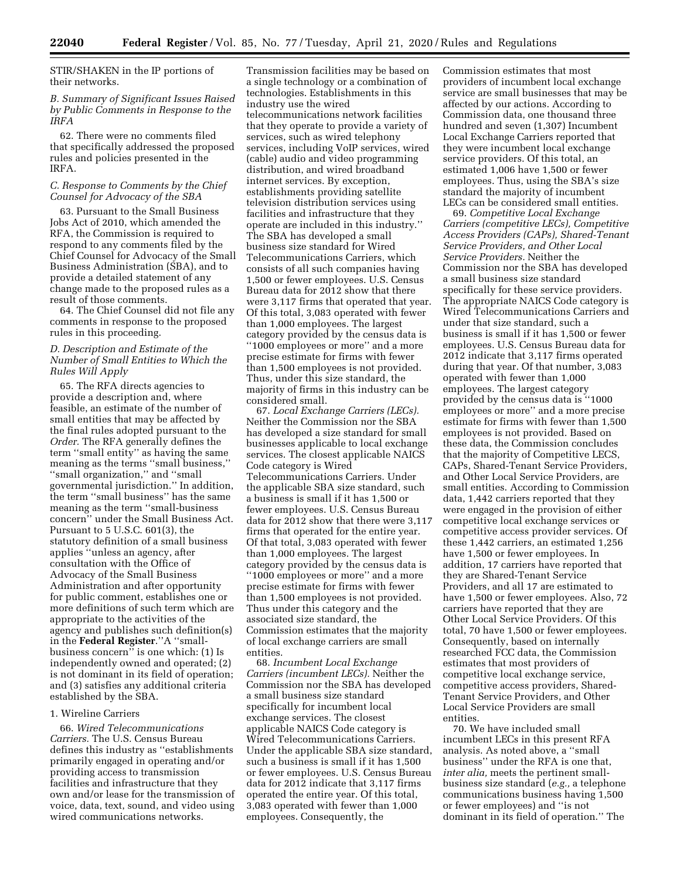STIR/SHAKEN in the IP portions of their networks.

### B. Summary of Significant Issues Raised by Public Comments in Response to the IRFA

62. There were no comments filed that specifically addressed the proposed rules and policies presented in the IRFA.

### C. Response to Comments by the Chief Counsel for Advocacy of the SBA

63. Pursuant to the Small Business Jobs Act of 2010, which amended the RFA, the Commission is required to respond to any comments filed by the Chief Counsel for Advocacy of the Small Business Administration (SBA), and to provide a detailed statement of any change made to the proposed rules as a result of those comments.

64. The Chief Counsel did not file any comments in response to the proposed rules in this proceeding.

### D. Description and Estimate of the Number of Small Entities to Which the Rules Will Apply

65. The RFA directs agencies to provide a description and, where feasible, an estimate of the number of small entities that may be affected by the final rules adopted pursuant to the *Order*. The RFA generally defines the term ''small entity'' as having the same meaning as the terms ''small business,'' ''small organization,'' and ''small governmental jurisdiction.'' In addition, the term ''small business'' has the same meaning as the term ''small-business concern'' under the Small Business Act. Pursuant to 5 U.S.C. 601(3), the statutory definition of a small business applies ''unless an agency, after consultation with the Office of Advocacy of the Small Business Administration and after opportunity for public comment, establishes one or more definitions of such term which are appropriate to the activities of the agency and publishes such definition(s) in the **Federal Register**.''A ''small-business concern'' is one which: (1) Is independently owned and operated; (2) is not dominant in its field of operation; and (3) satisfies any additional criteria established by the SBA.

#### 1. Wireline Carriers

66. *Wired Telecommunications Carriers.* The U.S. Census Bureau defines this industry as ''establishments primarily engaged in operating and/or providing access to transmission facilities and infrastructure that they own and/or lease for the transmission of voice, data, text, sound, and video using wired communications networks. Transmission facilities may be based on a single technology or a combination of technologies. Establishments in this industry use the wired telecommunications network facilities that they operate to provide a variety of services, such as wired telephony services, including VoIP services, wired (cable) audio and video programming distribution, and wired broadband internet services. By exception, establishments providing satellite television distribution services using facilities and infrastructure that they operate are included in this industry.'' The SBA has developed a small business size standard for Wired Telecommunications Carriers, which consists of all such companies having 1,500 or fewer employees. U.S. Census Bureau data for 2012 show that there were 3,117 firms that operated that year. Of this total, 3,083 operated with fewer than 1,000 employees. The largest category provided by the census data is ''1000 employees or more'' and a more precise estimate for firms with fewer than 1,500 employees is not provided. Thus, under this size standard, the majority of firms in this industry can be considered small.

67. *Local Exchange Carriers (LECs).* Neither the Commission nor the SBA has developed a size standard for small businesses applicable to local exchange services. The closest applicable NAICS Code category is Wired Telecommunications Carriers. Under the applicable SBA size standard, such a business is small if it has 1,500 or fewer employees. U.S. Census Bureau data for 2012 show that there were 3,117 firms that operated for the entire year. Of that total, 3,083 operated with fewer than 1,000 employees. The largest category provided by the census data is ''1000 employees or more'' and a more precise estimate for firms with fewer than 1,500 employees is not provided. Thus under this category and the associated size standard, the Commission estimates that the majority of local exchange carriers are small entities.

68. *Incumbent Local Exchange Carriers (incumbent LECs).* Neither the Commission nor the SBA has developed a small business size standard specifically for incumbent local exchange services. The closest applicable NAICS Code category is Wired Telecommunications Carriers. Under the applicable SBA size standard, such a business is small if it has 1,500 or fewer employees. U.S. Census Bureau data for 2012 indicate that 3,117 firms operated the entire year. Of this total, 3,083 operated with fewer than 1,000 employees. Consequently, the Commission estimates that most providers of incumbent local exchange service are small businesses that may be affected by our actions. According to Commission data, one thousand three hundred and seven (1,307) Incumbent Local Exchange Carriers reported that they were incumbent local exchange service providers. Of this total, an estimated 1,006 have 1,500 or fewer employees. Thus, using the SBA's size standard the majority of incumbent LECs can be considered small entities.

69. *Competitive Local Exchange Carriers (competitive LECs), Competitive Access Providers (CAPs), Shared-Tenant Service Providers, and Other Local Service Providers.* Neither the Commission nor the SBA has developed a small business size standard specifically for these service providers. The appropriate NAICS Code category is Wired Telecommunications Carriers and under that size standard, such a business is small if it has 1,500 or fewer employees. U.S. Census Bureau data for 2012 indicate that 3,117 firms operated during that year. Of that number, 3,083 operated with fewer than 1,000 employees. The largest category provided by the census data is ''1000 employees or more'' and a more precise estimate for firms with fewer than 1,500 employees is not provided. Based on these data, the Commission concludes that the majority of Competitive LECS, CAPs, Shared-Tenant Service Providers, and Other Local Service Providers, are small entities. According to Commission data, 1,442 carriers reported that they were engaged in the provision of either competitive local exchange services or competitive access provider services. Of these 1,442 carriers, an estimated 1,256 have 1,500 or fewer employees. In addition, 17 carriers have reported that they are Shared-Tenant Service Providers, and all 17 are estimated to have 1,500 or fewer employees. Also, 72 carriers have reported that they are Other Local Service Providers. Of this total, 70 have 1,500 or fewer employees. Consequently, based on internally researched FCC data, the Commission estimates that most providers of competitive local exchange service, competitive access providers, Shared-Tenant Service Providers, and Other Local Service Providers are small entities.

70. We have included small incumbent LECs in this present RFA analysis. As noted above, a ''small business'' under the RFA is one that, *inter alia,* meets the pertinent small-business size standard (*e.g.,* a telephone communications business having 1,500 or fewer employees) and ''is not dominant in its field of operation.'' The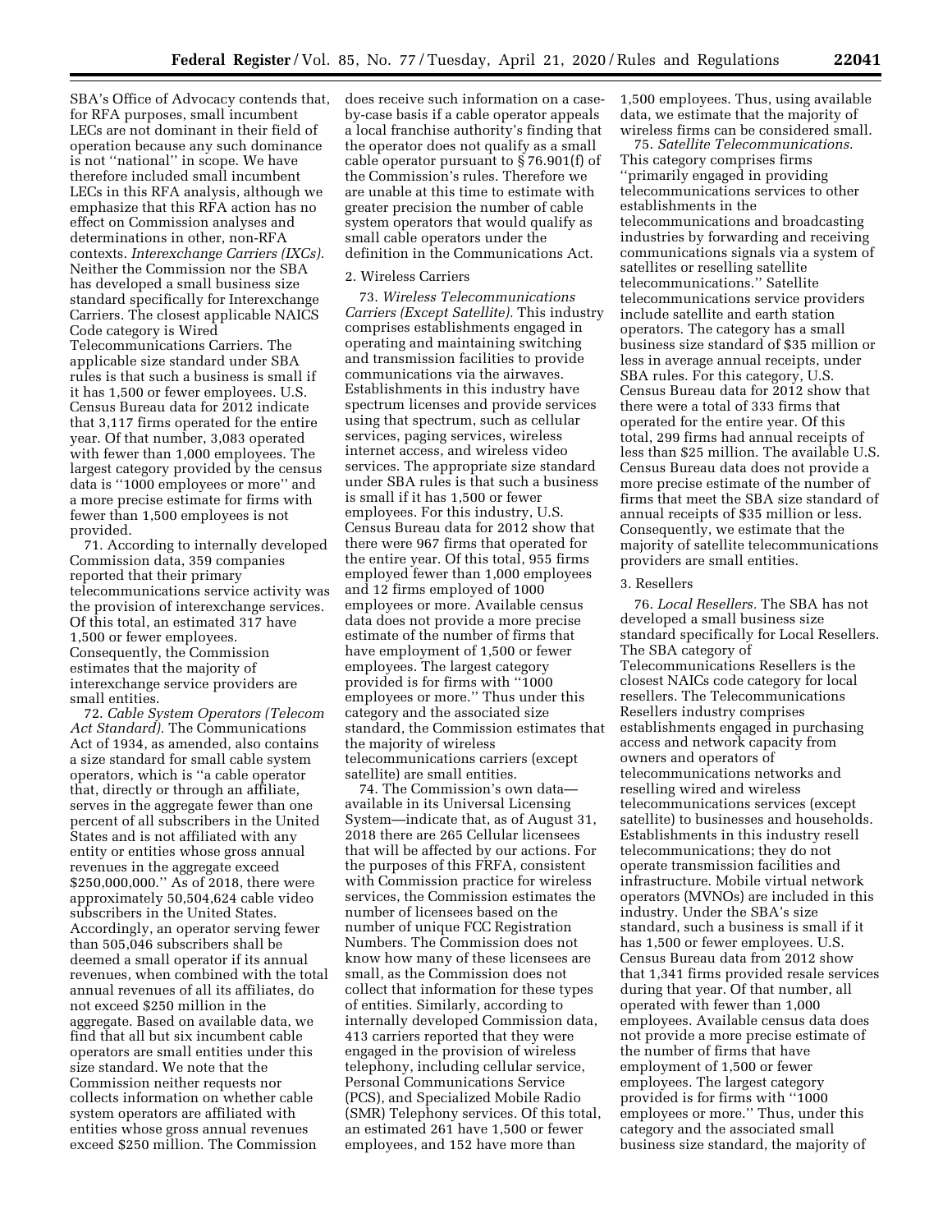SBA's Office of Advocacy contends that, for RFA purposes, small incumbent LECs are not dominant in their field of operation because any such dominance is not "national" in scope. We have therefore included small incumbent LECs in this RFA analysis, although we emphasize that this RFA action has no effect on Commission analyses and determinations in other, non-RFA contexts. *Interexchange Carriers (IXCs).* Neither the Commission nor the SBA has developed a small business size standard specifically for Interexchange Carriers. The closest applicable NAICS Code category is Wired Telecommunications Carriers. The applicable size standard under SBA rules is that such a business is small if it has 1,500 or fewer employees. U.S. Census Bureau data for 2012 indicate that 3,117 firms operated for the entire year. Of that number, 3,083 operated with fewer than 1,000 employees. The largest category provided by the census data is "1000 employees or more" and a more precise estimate for firms with fewer than 1,500 employees is not provided.

71. According to internally developed Commission data, 359 companies reported that their primary telecommunications service activity was the provision of interexchange services. Of this total, an estimated 317 have 1,500 or fewer employees. Consequently, the Commission estimates that the majority of interexchange service providers are small entities.

72. *Cable System Operators (Telecom Act Standard).* The Communications Act of 1934, as amended, also contains a size standard for small cable system operators, which is "a cable operator that, directly or through an affiliate, serves in the aggregate fewer than one percent of all subscribers in the United States and is not affiliated with any entity or entities whose gross annual revenues in the aggregate exceed $250,000,000." As of 2018, there were approximately 50,504,624 cable video subscribers in the United States. Accordingly, an operator serving fewer than 505,046 subscribers shall be deemed a small operator if its annual revenues, when combined with the total annual revenues of all its affiliates, do not exceed $250 million in the aggregate. Based on available data, we find that all but six incumbent cable operators are small entities under this size standard. We note that the Commission neither requests nor collects information on whether cable system operators are affiliated with entities whose gross annual revenues exceed $250 million. The Commission does receive such information on a case-by-case basis if a cable operator appeals a local franchise authority's finding that the operator does not qualify as a small cable operator pursuant to § 76.901(f) of the Commission's rules. Therefore we are unable at this time to estimate with greater precision the number of cable system operators that would qualify as small cable operators under the definition in the Communications Act.

2. Wireless Carriers

73. *Wireless Telecommunications Carriers (Except Satellite).* This industry comprises establishments engaged in operating and maintaining switching and transmission facilities to provide communications via the airwaves. Establishments in this industry have spectrum licenses and provide services using that spectrum, such as cellular services, paging services, wireless internet access, and wireless video services. The appropriate size standard under SBA rules is that such a business is small if it has 1,500 or fewer employees. For this industry, U.S. Census Bureau data for 2012 show that there were 967 firms that operated for the entire year. Of this total, 955 firms employed fewer than 1,000 employees and 12 firms employed of 1000 employees or more. Available census data does not provide a more precise estimate of the number of firms that have employment of 1,500 or fewer employees. The largest category provided is for firms with "1000 employees or more." Thus under this category and the associated size standard, the Commission estimates that the majority of wireless telecommunications carriers (except satellite) are small entities.

74. The Commission's own data—available in its Universal Licensing System—indicate that, as of August 31, 2018 there are 265 Cellular licensees that will be affected by our actions. For the purposes of this FRFA, consistent with Commission practice for wireless services, the Commission estimates the number of licensees based on the number of unique FCC Registration Numbers. The Commission does not know how many of these licensees are small, as the Commission does not collect that information for these types of entities. Similarly, according to internally developed Commission data, 413 carriers reported that they were engaged in the provision of wireless telephony, including cellular service, Personal Communications Service (PCS), and Specialized Mobile Radio (SMR) Telephony services. Of this total, an estimated 261 have 1,500 or fewer employees, and 152 have more than 1,500 employees. Thus, using available data, we estimate that the majority of wireless firms can be considered small.

75. *Satellite Telecommunications.* This category comprises firms "primarily engaged in providing telecommunications services to other establishments in the telecommunications and broadcasting industries by forwarding and receiving communications signals via a system of satellites or reselling satellite telecommunications." Satellite telecommunications service providers include satellite and earth station operators. The category has a small business size standard of $35 million or less in average annual receipts, under SBA rules. For this category, U.S. Census Bureau data for 2012 show that there were a total of 333 firms that operated for the entire year. Of this total, 299 firms had annual receipts of less than $25 million. The available U.S. Census Bureau data does not provide a more precise estimate of the number of firms that meet the SBA size standard of annual receipts of $35 million or less. Consequently, we estimate that the majority of satellite telecommunications providers are small entities.

3. Resellers

76. *Local Resellers.* The SBA has not developed a small business size standard specifically for Local Resellers. The SBA category of Telecommunications Resellers is the closest NAICs code category for local resellers. The Telecommunications Resellers industry comprises establishments engaged in purchasing access and network capacity from owners and operators of telecommunications networks and reselling wired and wireless telecommunications services (except satellite) to businesses and households. Establishments in this industry resell telecommunications; they do not operate transmission facilities and infrastructure. Mobile virtual network operators (MVNOs) are included in this industry. Under the SBA's size standard, such a business is small if it has 1,500 or fewer employees. U.S. Census Bureau data from 2012 show that 1,341 firms provided resale services during that year. Of that number, all operated with fewer than 1,000 employees. Available census data does not provide a more precise estimate of the number of firms that have employment of 1,500 or fewer employees. The largest category provided is for firms with "1000 employees or more." Thus, under this category and the associated small business size standard, the majority of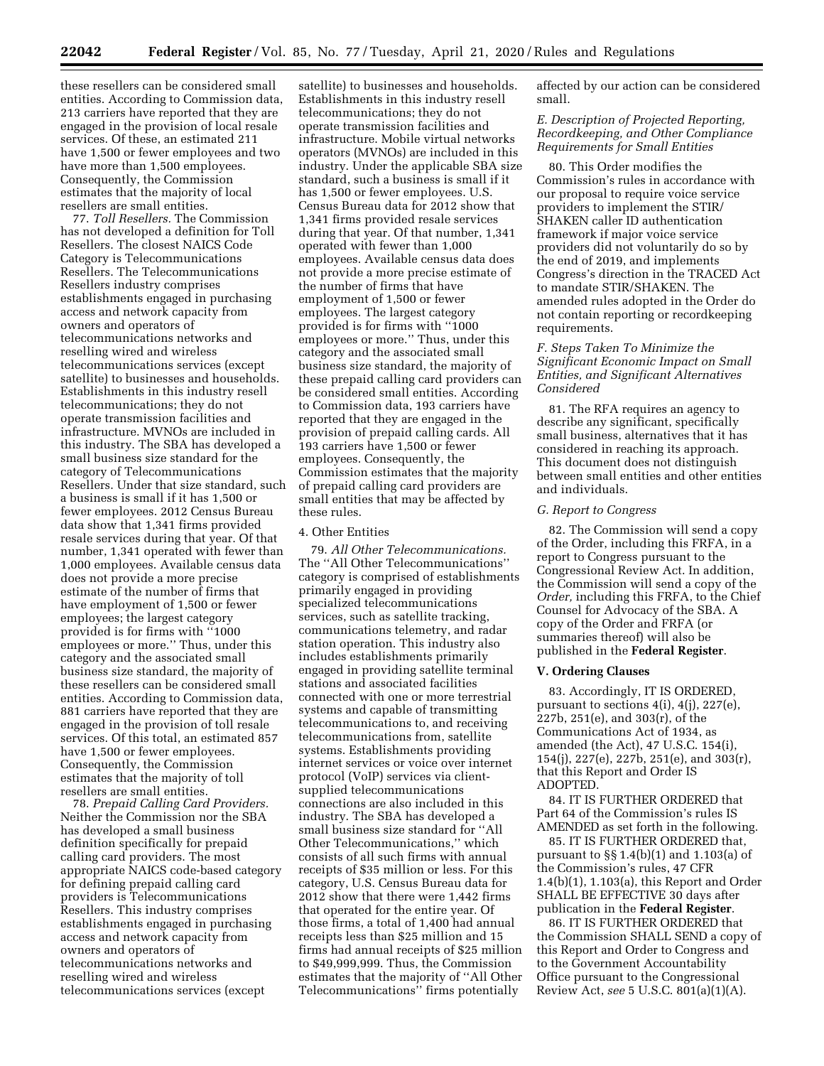these resellers can be considered small entities. According to Commission data, 213 carriers have reported that they are engaged in the provision of local resale services. Of these, an estimated 211 have 1,500 or fewer employees and two have more than 1,500 employees. Consequently, the Commission estimates that the majority of local resellers are small entities.

77. *Toll Resellers.* The Commission has not developed a definition for Toll Resellers. The closest NAICS Code Category is Telecommunications Resellers. The Telecommunications Resellers industry comprises establishments engaged in purchasing access and network capacity from owners and operators of telecommunications networks and reselling wired and wireless telecommunications services (except satellite) to businesses and households. Establishments in this industry resell telecommunications; they do not operate transmission facilities and infrastructure. MVNOs are included in this industry. The SBA has developed a small business size standard for the category of Telecommunications Resellers. Under that size standard, such a business is small if it has 1,500 or fewer employees. 2012 Census Bureau data show that 1,341 firms provided resale services during that year. Of that number, 1,341 operated with fewer than 1,000 employees. Available census data does not provide a more precise estimate of the number of firms that have employment of 1,500 or fewer employees; the largest category provided is for firms with ''1000 employees or more.'' Thus, under this category and the associated small business size standard, the majority of these resellers can be considered small entities. According to Commission data, 881 carriers have reported that they are engaged in the provision of toll resale services. Of this total, an estimated 857 have 1,500 or fewer employees. Consequently, the Commission estimates that the majority of toll resellers are small entities.

78. *Prepaid Calling Card Providers.* Neither the Commission nor the SBA has developed a small business definition specifically for prepaid calling card providers. The most appropriate NAICS code-based category for defining prepaid calling card providers is Telecommunications Resellers. This industry comprises establishments engaged in purchasing access and network capacity from owners and operators of telecommunications networks and reselling wired and wireless telecommunications services (except satellite) to businesses and households. Establishments in this industry resell telecommunications; they do not operate transmission facilities and infrastructure. Mobile virtual networks operators (MVNOs) are included in this industry. Under the applicable SBA size standard, such a business is small if it has 1,500 or fewer employees. U.S. Census Bureau data for 2012 show that 1,341 firms provided resale services during that year. Of that number, 1,341 operated with fewer than 1,000 employees. Available census data does not provide a more precise estimate of the number of firms that have employment of 1,500 or fewer employees. The largest category provided is for firms with ''1000 employees or more.'' Thus, under this category and the associated small business size standard, the majority of these prepaid calling card providers can be considered small entities. According to Commission data, 193 carriers have reported that they are engaged in the provision of prepaid calling cards. All 193 carriers have 1,500 or fewer employees. Consequently, the Commission estimates that the majority of prepaid calling card providers are small entities that may be affected by these rules.

4. Other Entities

79. *All Other Telecommunications.* The ''All Other Telecommunications'' category is comprised of establishments primarily engaged in providing specialized telecommunications services, such as satellite tracking, communications telemetry, and radar station operation. This industry also includes establishments primarily engaged in providing satellite terminal stations and associated facilities connected with one or more terrestrial systems and capable of transmitting telecommunications to, and receiving telecommunications from, satellite systems. Establishments providing internet services or voice over internet protocol (VoIP) services via client-supplied telecommunications connections are also included in this industry. The SBA has developed a small business size standard for ''All Other Telecommunications,'' which consists of all such firms with annual receipts of $35 million or less. For this category, U.S. Census Bureau data for 2012 show that there were 1,442 firms that operated for the entire year. Of those firms, a total of 1,400 had annual receipts less than $25 million and 15 firms had annual receipts of $25 million to $49,999,999. Thus, the Commission estimates that the majority of ''All Other Telecommunications'' firms potentially affected by our action can be considered small.

*E. Description of Projected Reporting, Recordkeeping, and Other Compliance Requirements for Small Entities*

80. This Order modifies the Commission's rules in accordance with our proposal to require voice service providers to implement the STIR/SHAKEN caller ID authentication framework if major voice service providers did not voluntarily do so by the end of 2019, and implements Congress's direction in the TRACED Act to mandate STIR/SHAKEN. The amended rules adopted in the Order do not contain reporting or recordkeeping requirements.

*F. Steps Taken To Minimize the Significant Economic Impact on Small Entities, and Significant Alternatives Considered*

81. The RFA requires an agency to describe any significant, specifically small business, alternatives that it has considered in reaching its approach. This document does not distinguish between small entities and other entities and individuals.

*G. Report to Congress*

82. The Commission will send a copy of the Order, including this FRFA, in a report to Congress pursuant to the Congressional Review Act. In addition, the Commission will send a copy of the *Order,* including this FRFA, to the Chief Counsel for Advocacy of the SBA. A copy of the Order and FRFA (or summaries thereof) will also be published in the **Federal Register**.

**V. Ordering Clauses**

83. Accordingly, IT IS ORDERED, pursuant to sections 4(i), 4(j), 227(e), 227b, 251(e), and 303(r), of the Communications Act of 1934, as amended (the Act), 47 U.S.C. 154(i), 154(j), 227(e), 227b, 251(e), and 303(r), that this Report and Order IS ADOPTED.

84. IT IS FURTHER ORDERED that Part 64 of the Commission's rules IS AMENDED as set forth in the following.

85. IT IS FURTHER ORDERED that, pursuant to §§ 1.4(b)(1) and 1.103(a) of the Commission's rules, 47 CFR 1.4(b)(1), 1.103(a), this Report and Order SHALL BE EFFECTIVE 30 days after publication in the **Federal Register**.

86. IT IS FURTHER ORDERED that the Commission SHALL SEND a copy of this Report and Order to Congress and to the Government Accountability Office pursuant to the Congressional Review Act, *see* 5 U.S.C. 801(a)(1)(A).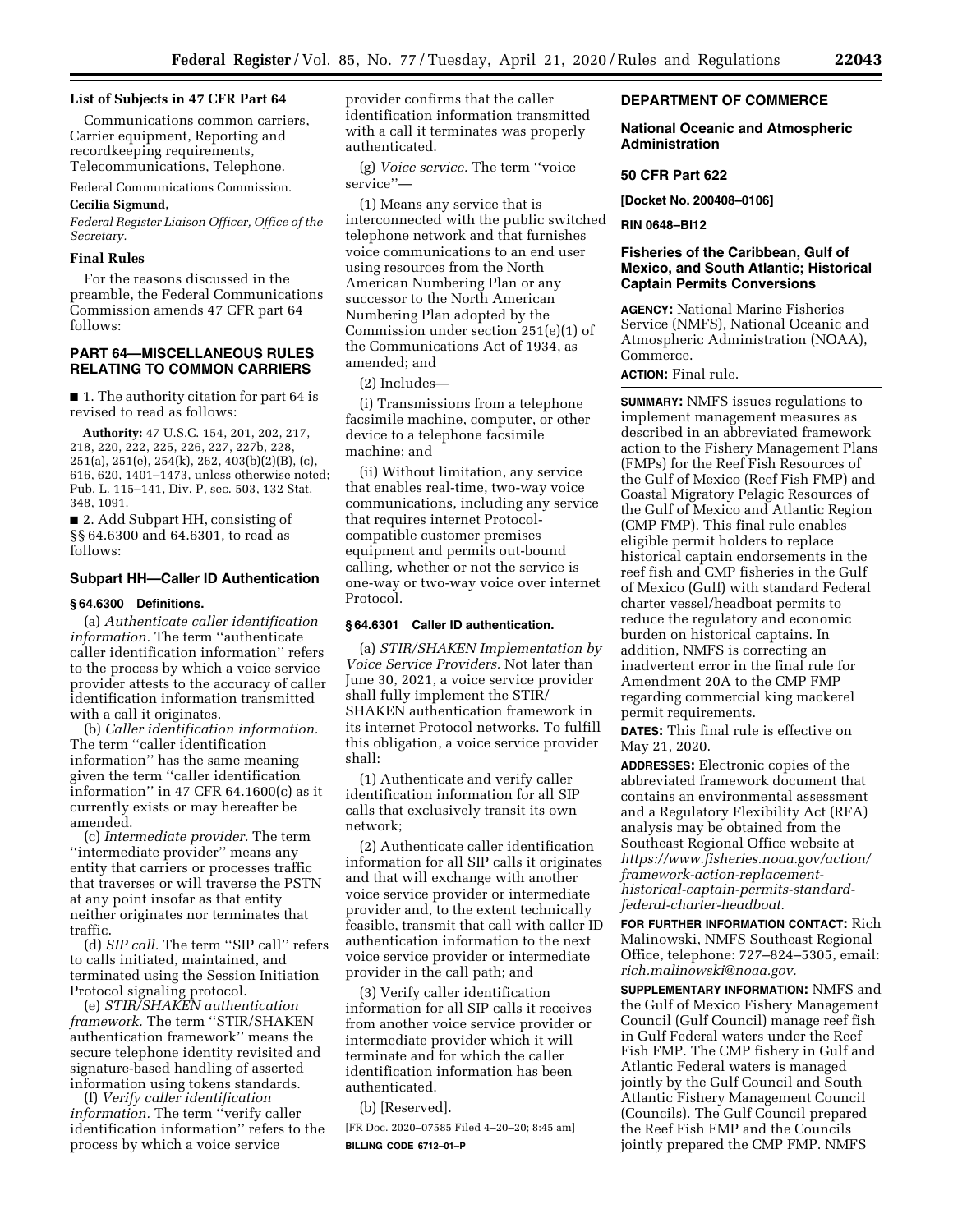## List of Subjects in 47 CFR Part 64

Communications common carriers, Carrier equipment, Reporting and recordkeeping requirements, Telecommunications, Telephone.

Federal Communications Commission.

**Cecilia Sigmund,**

*Federal Register Liaison Officer, Office of the Secretary.*

## Final Rules

For the reasons discussed in the preamble, the Federal Communications Commission amends 47 CFR part 64 follows:

## PART 64—MISCELLANEOUS RULES RELATING TO COMMON CARRIERS

■ 1. The authority citation for part 64 is revised to read as follows:

**Authority:** 47 U.S.C. 154, 201, 202, 217, 218, 220, 222, 225, 226, 227, 227b, 228, 251(a), 251(e), 254(k), 262, 403(b)(2)(B), (c), 616, 620, 1401–1473, unless otherwise noted; Pub. L. 115–141, Div. P, sec. 503, 132 Stat. 348, 1091.

■ 2. Add Subpart HH, consisting of §§ 64.6300 and 64.6301, to read as follows:

### Subpart HH—Caller ID Authentication

#### § 64.6300 Definitions.

(a) *Authenticate caller identification information.* The term ''authenticate caller identification information'' refers to the process by which a voice service provider attests to the accuracy of caller identification information transmitted with a call it originates.

(b) *Caller identification information.* The term ''caller identification information'' has the same meaning given the term ''caller identification information'' in 47 CFR 64.1600(c) as it currently exists or may hereafter be amended.

(c) *Intermediate provider.* The term ''intermediate provider'' means any entity that carriers or processes traffic that traverses or will traverse the PSTN at any point insofar as that entity neither originates nor terminates that traffic.

(d) *SIP call.* The term ''SIP call'' refers to calls initiated, maintained, and terminated using the Session Initiation Protocol signaling protocol.

(e) *STIR/SHAKEN authentication framework.* The term ''STIR/SHAKEN authentication framework'' means the secure telephone identity revisited and signature-based handling of asserted information using tokens standards.

(f) *Verify caller identification information.* The term ''verify caller identification information'' refers to the process by which a voice service provider confirms that the caller identification information transmitted with a call it terminates was properly authenticated.

(g) *Voice service.* The term ''voice service''—

(1) Means any service that is interconnected with the public switched telephone network and that furnishes voice communications to an end user using resources from the North American Numbering Plan or any successor to the North American Numbering Plan adopted by the Commission under section 251(e)(1) of the Communications Act of 1934, as amended; and

(2) Includes—

(i) Transmissions from a telephone facsimile machine, computer, or other device to a telephone facsimile machine; and

(ii) Without limitation, any service that enables real-time, two-way voice communications, including any service that requires internet Protocol-compatible customer premises equipment and permits out-bound calling, whether or not the service is one-way or two-way voice over internet Protocol.

#### § 64.6301 Caller ID authentication.

(a) *STIR/SHAKEN Implementation by Voice Service Providers.* Not later than June 30, 2021, a voice service provider shall fully implement the STIR/SHAKEN authentication framework in its internet Protocol networks. To fulfill this obligation, a voice service provider shall:

(1) Authenticate and verify caller identification information for all SIP calls that exclusively transit its own network;

(2) Authenticate caller identification information for all SIP calls it originates and that will exchange with another voice service provider or intermediate provider and, to the extent technically feasible, transmit that call with caller ID authentication information to the next voice service provider or intermediate provider in the call path; and

(3) Verify caller identification information for all SIP calls it receives from another voice service provider or intermediate provider which it will terminate and for which the caller identification information has been authenticated.

(b) [Reserved].

[FR Doc. 2020–07585 Filed 4–20–20; 8:45 am]

**BILLING CODE 6712–01–P**

## DEPARTMENT OF COMMERCE

## National Oceanic and Atmospheric Administration

## 50 CFR Part 622

**[Docket No. 200408–0106]**

**RIN 0648–BI12**

## Fisheries of the Caribbean, Gulf of Mexico, and South Atlantic; Historical Captain Permits Conversions

**AGENCY:** National Marine Fisheries Service (NMFS), National Oceanic and Atmospheric Administration (NOAA), Commerce.

**ACTION:** Final rule.

**SUMMARY:** NMFS issues regulations to implement management measures as described in an abbreviated framework action to the Fishery Management Plans (FMPs) for the Reef Fish Resources of the Gulf of Mexico (Reef Fish FMP) and Coastal Migratory Pelagic Resources of the Gulf of Mexico and Atlantic Region (CMP FMP). This final rule enables eligible permit holders to replace historical captain endorsements in the reef fish and CMP fisheries in the Gulf of Mexico (Gulf) with standard Federal charter vessel/headboat permits to reduce the regulatory and economic burden on historical captains. In addition, NMFS is correcting an inadvertent error in the final rule for Amendment 20A to the CMP FMP regarding commercial king mackerel permit requirements.

**DATES:** This final rule is effective on May 21, 2020.

**ADDRESSES:** Electronic copies of the abbreviated framework document that contains an environmental assessment and a Regulatory Flexibility Act (RFA) analysis may be obtained from the Southeast Regional Office website at *https://www.fisheries.noaa.gov/action/framework-action-replacement-historical-captain-permits-standard-federal-charter-headboat.*

**FOR FURTHER INFORMATION CONTACT:** Rich Malinowski, NMFS Southeast Regional Office, telephone: 727–824–5305, email: *rich.malinowski@noaa.gov.*

**SUPPLEMENTARY INFORMATION:** NMFS and the Gulf of Mexico Fishery Management Council (Gulf Council) manage reef fish in Gulf Federal waters under the Reef Fish FMP. The CMP fishery in Gulf and Atlantic Federal waters is managed jointly by the Gulf Council and South Atlantic Fishery Management Council (Councils). The Gulf Council prepared the Reef Fish FMP and the Councils jointly prepared the CMP FMP. NMFS